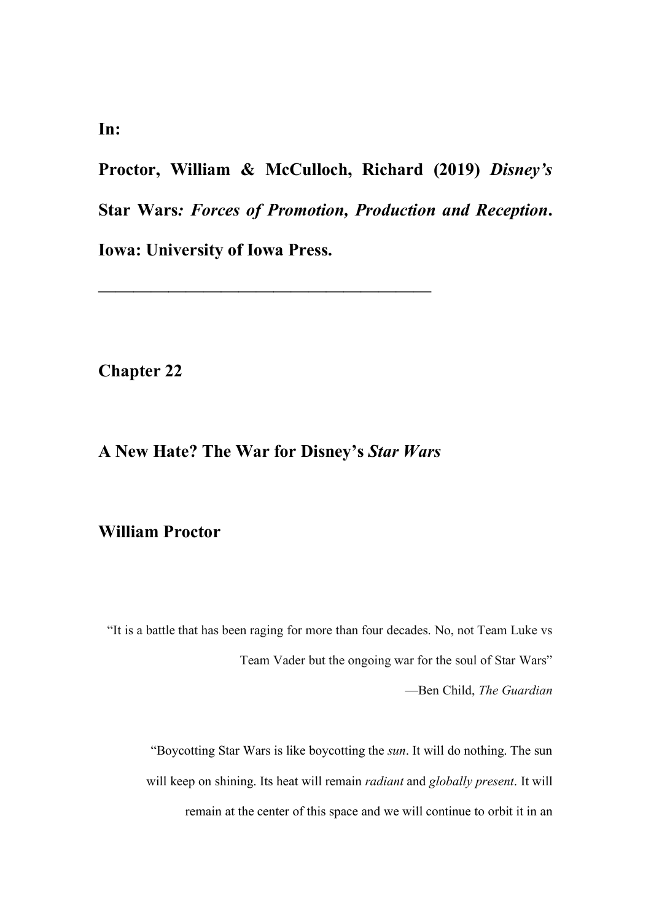**In:**

**Proctor, William & McCulloch, Richard (2019) *Disney's* Star Wars*: Forces of Promotion, Production and Reception*. Iowa: University of Iowa Press.**

---

## Chapter 22

# A New Hate? The War for Disney's *Star Wars*

## William Proctor

> "It is a battle that has been raging for more than four decades. No, not Team Luke vs Team Vader but the ongoing war for the soul of Star Wars"
>
> —Ben Child, *The Guardian*

> "Boycotting Star Wars is like boycotting the *sun*. It will do nothing. The sun will keep on shining. Its heat will remain *radiant* and *globally present*. It will remain at the center of this space and we will continue to orbit it in an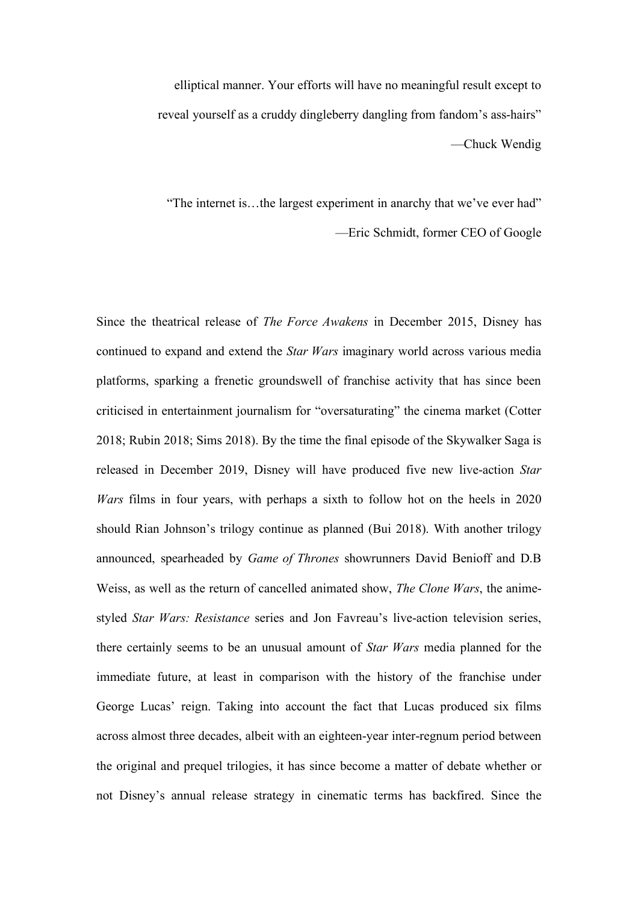elliptical manner. Your efforts will have no meaningful result except to reveal yourself as a cruddy dingleberry dangling from fandom's ass-hairs"

—Chuck Wendig

"The internet is…the largest experiment in anarchy that we've ever had"

—Eric Schmidt, former CEO of Google

Since the theatrical release of *The Force Awakens* in December 2015, Disney has continued to expand and extend the *Star Wars* imaginary world across various media platforms, sparking a frenetic groundswell of franchise activity that has since been criticised in entertainment journalism for "oversaturating" the cinema market (Cotter 2018; Rubin 2018; Sims 2018). By the time the final episode of the Skywalker Saga is released in December 2019, Disney will have produced five new live-action *Star Wars* films in four years, with perhaps a sixth to follow hot on the heels in 2020 should Rian Johnson's trilogy continue as planned (Bui 2018). With another trilogy announced, spearheaded by *Game of Thrones* showrunners David Benioff and D.B Weiss, as well as the return of cancelled animated show, *The Clone Wars*, the anime-styled *Star Wars: Resistance* series and Jon Favreau's live-action television series, there certainly seems to be an unusual amount of *Star Wars* media planned for the immediate future, at least in comparison with the history of the franchise under George Lucas' reign. Taking into account the fact that Lucas produced six films across almost three decades, albeit with an eighteen-year inter-regnum period between the original and prequel trilogies, it has since become a matter of debate whether or not Disney's annual release strategy in cinematic terms has backfired. Since the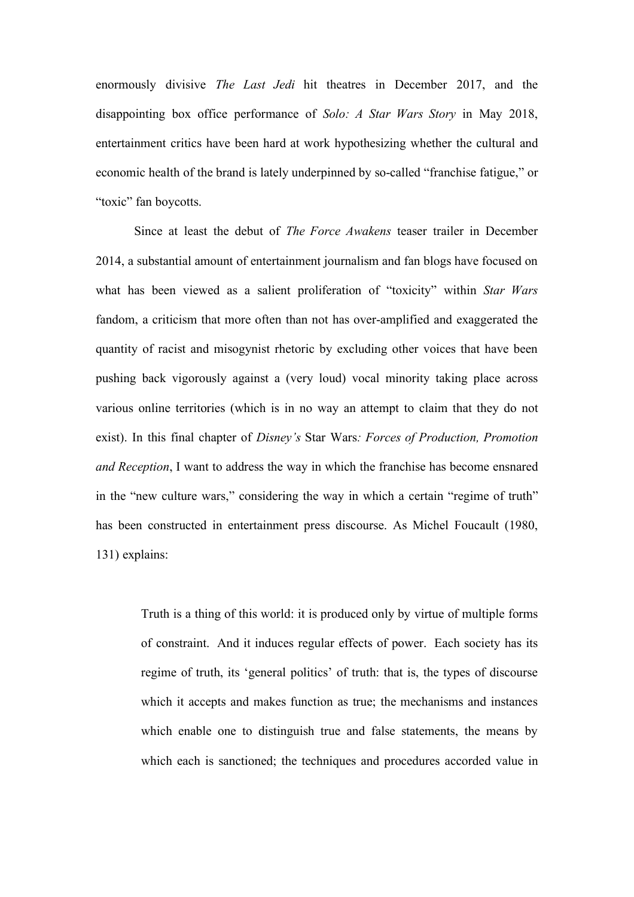enormously divisive *The Last Jedi* hit theatres in December 2017, and the disappointing box office performance of *Solo: A Star Wars Story* in May 2018, entertainment critics have been hard at work hypothesizing whether the cultural and economic health of the brand is lately underpinned by so-called "franchise fatigue," or "toxic" fan boycotts.

Since at least the debut of *The Force Awakens* teaser trailer in December 2014, a substantial amount of entertainment journalism and fan blogs have focused on what has been viewed as a salient proliferation of "toxicity" within *Star Wars* fandom, a criticism that more often than not has over-amplified and exaggerated the quantity of racist and misogynist rhetoric by excluding other voices that have been pushing back vigorously against a (very loud) vocal minority taking place across various online territories (which is in no way an attempt to claim that they do not exist). In this final chapter of *Disney's* Star Wars*: Forces of Production, Promotion and Reception*, I want to address the way in which the franchise has become ensnared in the "new culture wars," considering the way in which a certain "regime of truth" has been constructed in entertainment press discourse. As Michel Foucault (1980, 131) explains:

> Truth is a thing of this world: it is produced only by virtue of multiple forms of constraint. And it induces regular effects of power. Each society has its regime of truth, its 'general politics' of truth: that is, the types of discourse which it accepts and makes function as true; the mechanisms and instances which enable one to distinguish true and false statements, the means by which each is sanctioned; the techniques and procedures accorded value in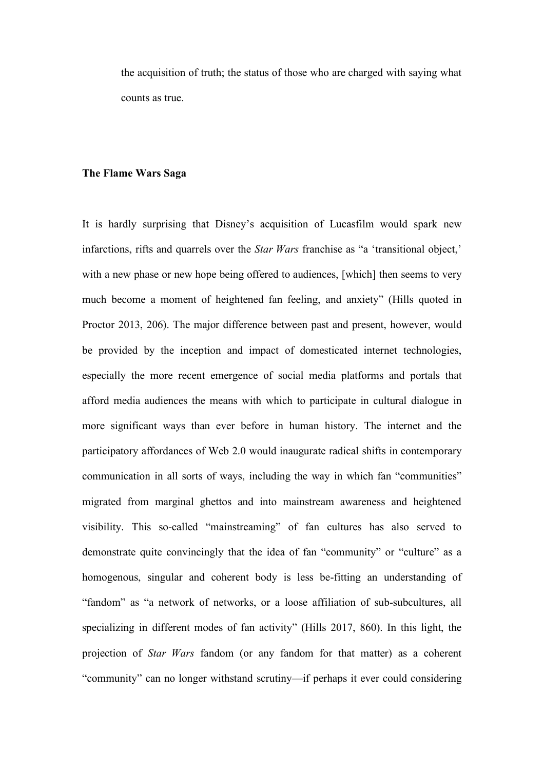the acquisition of truth; the status of those who are charged with saying what counts as true.

**The Flame Wars Saga**

It is hardly surprising that Disney's acquisition of Lucasfilm would spark new infarctions, rifts and quarrels over the *Star Wars* franchise as "a 'transitional object,' with a new phase or new hope being offered to audiences, [which] then seems to very much become a moment of heightened fan feeling, and anxiety" (Hills quoted in Proctor 2013, 206). The major difference between past and present, however, would be provided by the inception and impact of domesticated internet technologies, especially the more recent emergence of social media platforms and portals that afford media audiences the means with which to participate in cultural dialogue in more significant ways than ever before in human history. The internet and the participatory affordances of Web 2.0 would inaugurate radical shifts in contemporary communication in all sorts of ways, including the way in which fan "communities" migrated from marginal ghettos and into mainstream awareness and heightened visibility. This so-called "mainstreaming" of fan cultures has also served to demonstrate quite convincingly that the idea of fan "community" or "culture" as a homogenous, singular and coherent body is less be-fitting an understanding of "fandom" as "a network of networks, or a loose affiliation of sub-subcultures, all specializing in different modes of fan activity" (Hills 2017, 860). In this light, the projection of *Star Wars* fandom (or any fandom for that matter) as a coherent "community" can no longer withstand scrutiny—if perhaps it ever could considering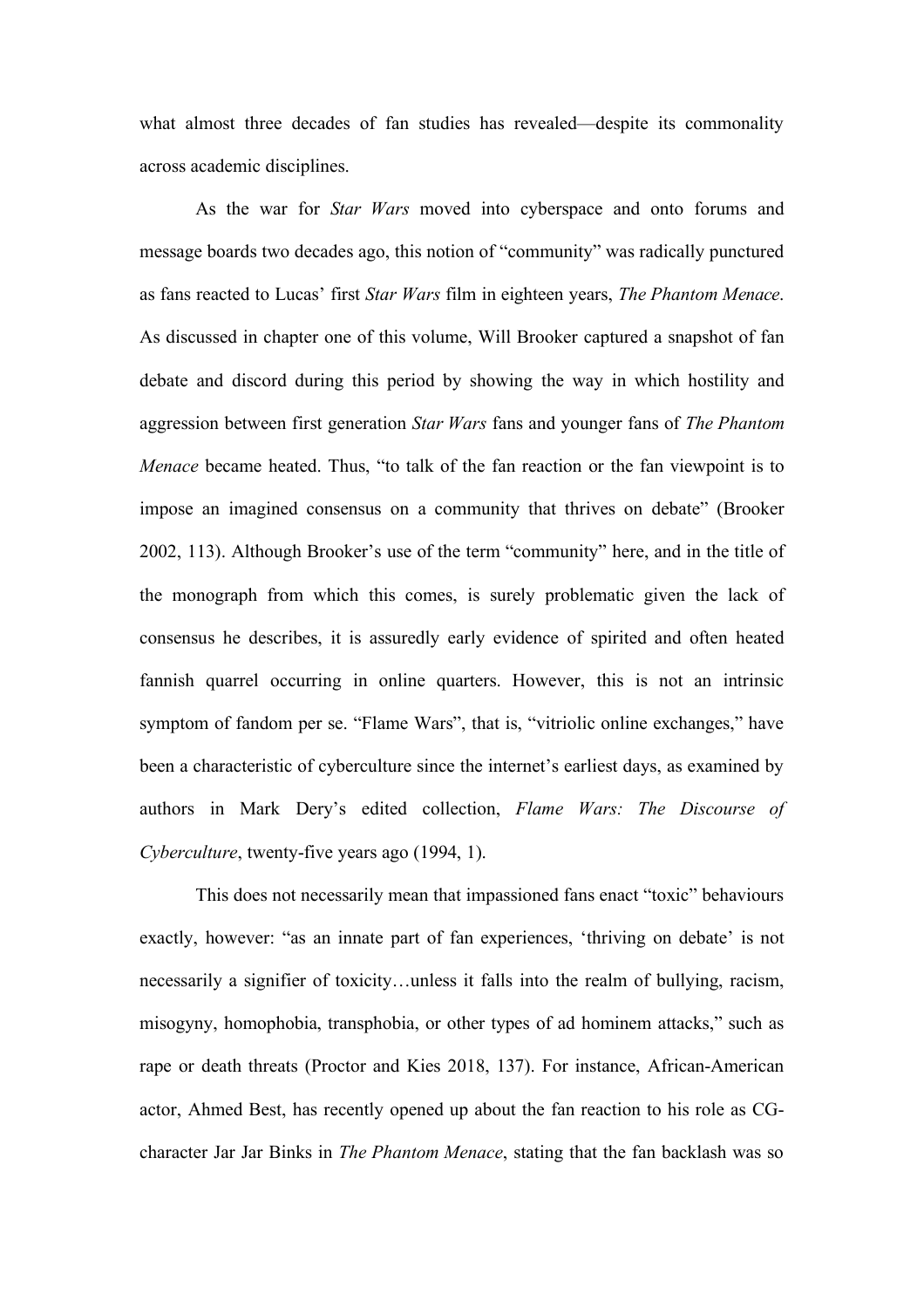what almost three decades of fan studies has revealed—despite its commonality across academic disciplines.

As the war for *Star Wars* moved into cyberspace and onto forums and message boards two decades ago, this notion of "community" was radically punctured as fans reacted to Lucas' first *Star Wars* film in eighteen years, *The Phantom Menace*. As discussed in chapter one of this volume, Will Brooker captured a snapshot of fan debate and discord during this period by showing the way in which hostility and aggression between first generation *Star Wars* fans and younger fans of *The Phantom Menace* became heated. Thus, "to talk of the fan reaction or the fan viewpoint is to impose an imagined consensus on a community that thrives on debate" (Brooker 2002, 113). Although Brooker's use of the term "community" here, and in the title of the monograph from which this comes, is surely problematic given the lack of consensus he describes, it is assuredly early evidence of spirited and often heated fannish quarrel occurring in online quarters. However, this is not an intrinsic symptom of fandom per se. "Flame Wars", that is, "vitriolic online exchanges," have been a characteristic of cyberculture since the internet's earliest days, as examined by authors in Mark Dery's edited collection, *Flame Wars: The Discourse of Cyberculture*, twenty-five years ago (1994, 1).

This does not necessarily mean that impassioned fans enact "toxic" behaviours exactly, however: "as an innate part of fan experiences, 'thriving on debate' is not necessarily a signifier of toxicity…unless it falls into the realm of bullying, racism, misogyny, homophobia, transphobia, or other types of ad hominem attacks," such as rape or death threats (Proctor and Kies 2018, 137). For instance, African-American actor, Ahmed Best, has recently opened up about the fan reaction to his role as CG-character Jar Jar Binks in *The Phantom Menace*, stating that the fan backlash was so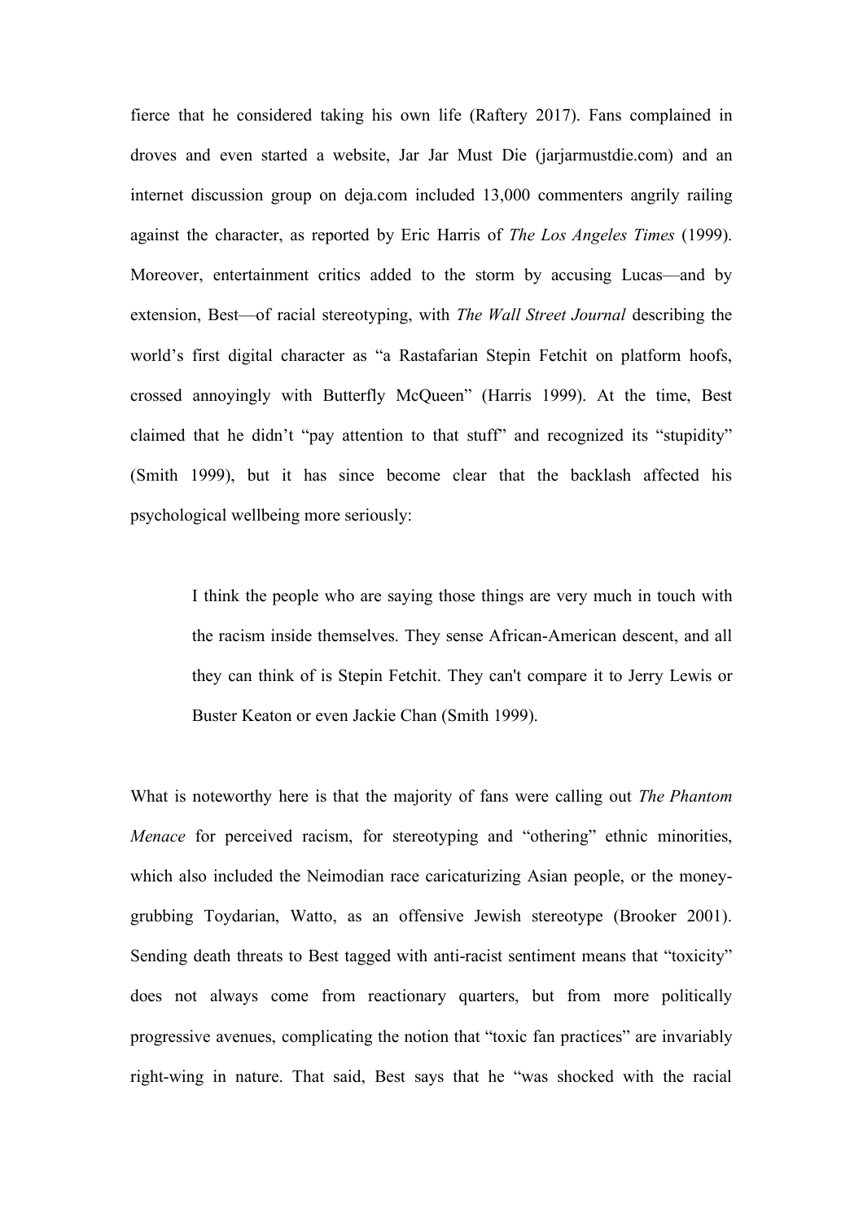fierce that he considered taking his own life (Raftery 2017). Fans complained in droves and even started a website, Jar Jar Must Die (jarjarmustdie.com) and an internet discussion group on deja.com included 13,000 commenters angrily railing against the character, as reported by Eric Harris of *The Los Angeles Times* (1999). Moreover, entertainment critics added to the storm by accusing Lucas—and by extension, Best—of racial stereotyping, with *The Wall Street Journal* describing the world's first digital character as "a Rastafarian Stepin Fetchit on platform hoofs, crossed annoyingly with Butterfly McQueen" (Harris 1999). At the time, Best claimed that he didn't "pay attention to that stuff" and recognized its "stupidity" (Smith 1999), but it has since become clear that the backlash affected his psychological wellbeing more seriously:

> I think the people who are saying those things are very much in touch with the racism inside themselves. They sense African-American descent, and all they can think of is Stepin Fetchit. They can't compare it to Jerry Lewis or Buster Keaton or even Jackie Chan (Smith 1999).

What is noteworthy here is that the majority of fans were calling out *The Phantom Menace* for perceived racism, for stereotyping and "othering" ethnic minorities, which also included the Neimodian race caricaturizing Asian people, or the money-grubbing Toydarian, Watto, as an offensive Jewish stereotype (Brooker 2001). Sending death threats to Best tagged with anti-racist sentiment means that "toxicity" does not always come from reactionary quarters, but from more politically progressive avenues, complicating the notion that "toxic fan practices" are invariably right-wing in nature. That said, Best says that he "was shocked with the racial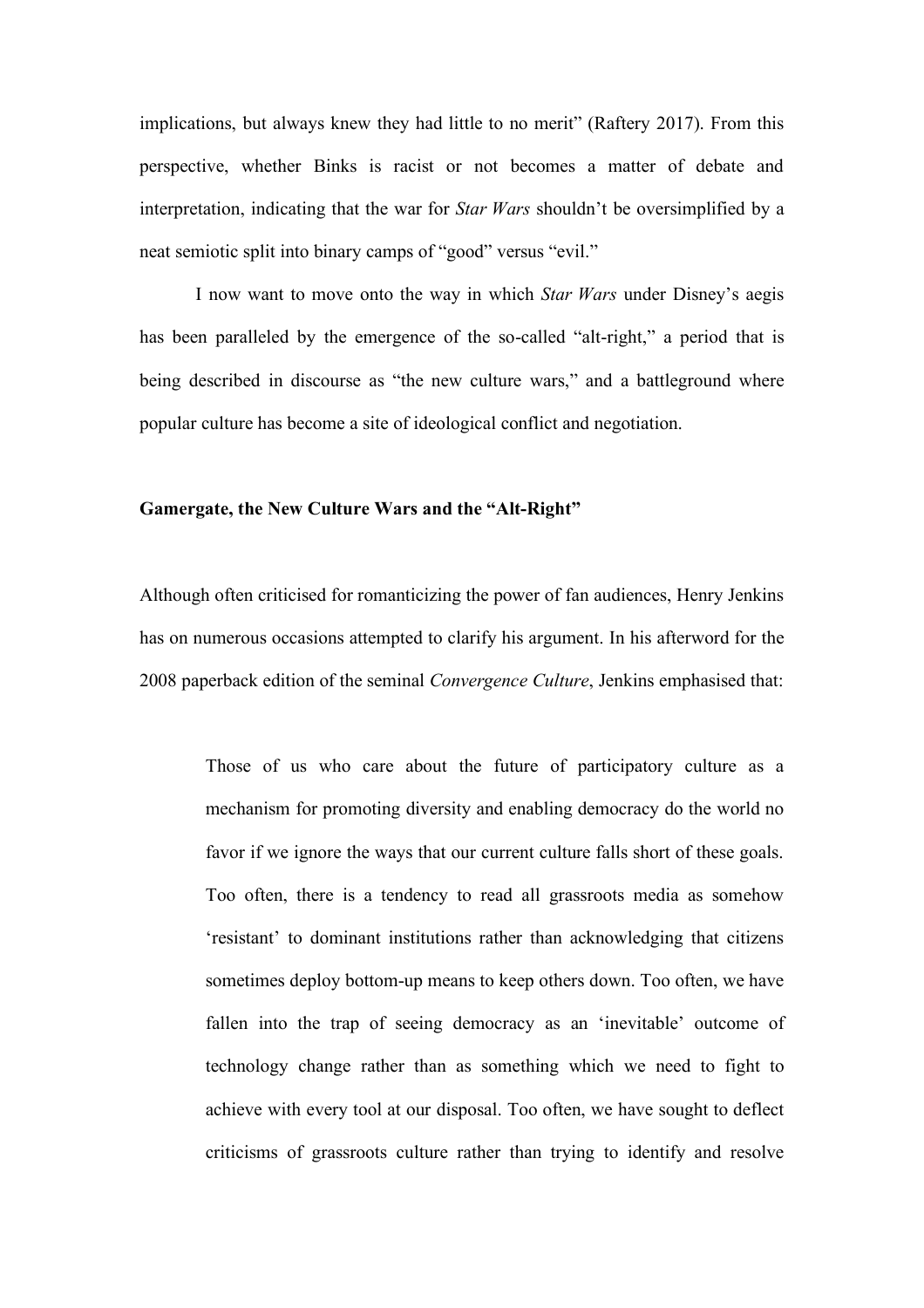implications, but always knew they had little to no merit" (Raftery 2017). From this perspective, whether Binks is racist or not becomes a matter of debate and interpretation, indicating that the war for *Star Wars* shouldn't be oversimplified by a neat semiotic split into binary camps of "good" versus "evil."

I now want to move onto the way in which *Star Wars* under Disney's aegis has been paralleled by the emergence of the so-called "alt-right," a period that is being described in discourse as "the new culture wars," and a battleground where popular culture has become a site of ideological conflict and negotiation.

## Gamergate, the New Culture Wars and the "Alt-Right"

Although often criticised for romanticizing the power of fan audiences, Henry Jenkins has on numerous occasions attempted to clarify his argument. In his afterword for the 2008 paperback edition of the seminal *Convergence Culture*, Jenkins emphasised that:

> Those of us who care about the future of participatory culture as a mechanism for promoting diversity and enabling democracy do the world no favor if we ignore the ways that our current culture falls short of these goals. Too often, there is a tendency to read all grassroots media as somehow 'resistant' to dominant institutions rather than acknowledging that citizens sometimes deploy bottom-up means to keep others down. Too often, we have fallen into the trap of seeing democracy as an 'inevitable' outcome of technology change rather than as something which we need to fight to achieve with every tool at our disposal. Too often, we have sought to deflect criticisms of grassroots culture rather than trying to identify and resolve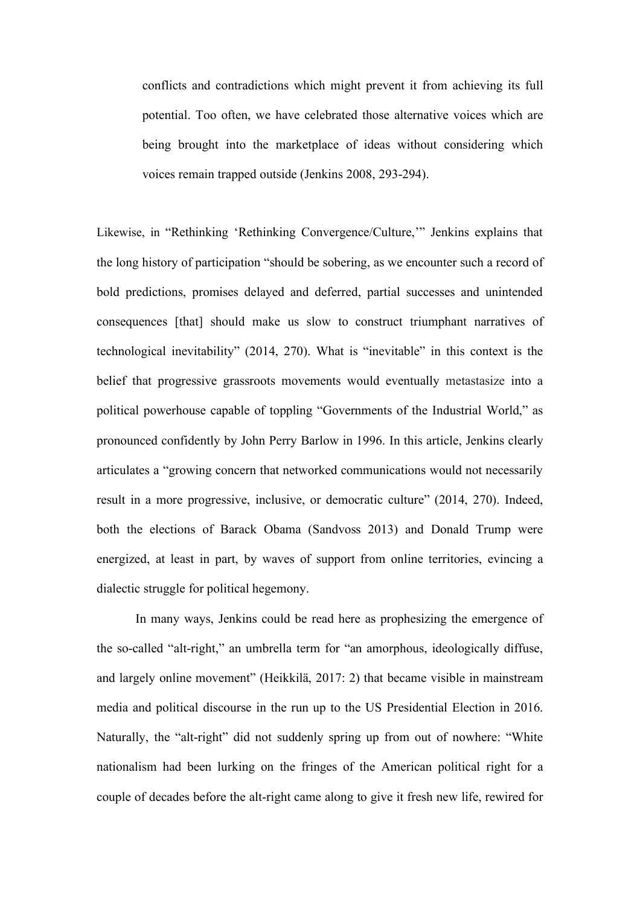> conflicts and contradictions which might prevent it from achieving its full potential. Too often, we have celebrated those alternative voices which are being brought into the marketplace of ideas without considering which voices remain trapped outside (Jenkins 2008, 293-294).

Likewise, in "Rethinking 'Rethinking Convergence/Culture,'" Jenkins explains that the long history of participation "should be sobering, as we encounter such a record of bold predictions, promises delayed and deferred, partial successes and unintended consequences [that] should make us slow to construct triumphant narratives of technological inevitability" (2014, 270). What is "inevitable" in this context is the belief that progressive grassroots movements would eventually metastasize into a political powerhouse capable of toppling "Governments of the Industrial World," as pronounced confidently by John Perry Barlow in 1996. In this article, Jenkins clearly articulates a "growing concern that networked communications would not necessarily result in a more progressive, inclusive, or democratic culture" (2014, 270). Indeed, both the elections of Barack Obama (Sandvoss 2013) and Donald Trump were energized, at least in part, by waves of support from online territories, evincing a dialectic struggle for political hegemony.

In many ways, Jenkins could be read here as prophesizing the emergence of the so-called "alt-right," an umbrella term for "an amorphous, ideologically diffuse, and largely online movement" (Heikkilä, 2017: 2) that became visible in mainstream media and political discourse in the run up to the US Presidential Election in 2016. Naturally, the "alt-right" did not suddenly spring up from out of nowhere: "White nationalism had been lurking on the fringes of the American political right for a couple of decades before the alt-right came along to give it fresh new life, rewired for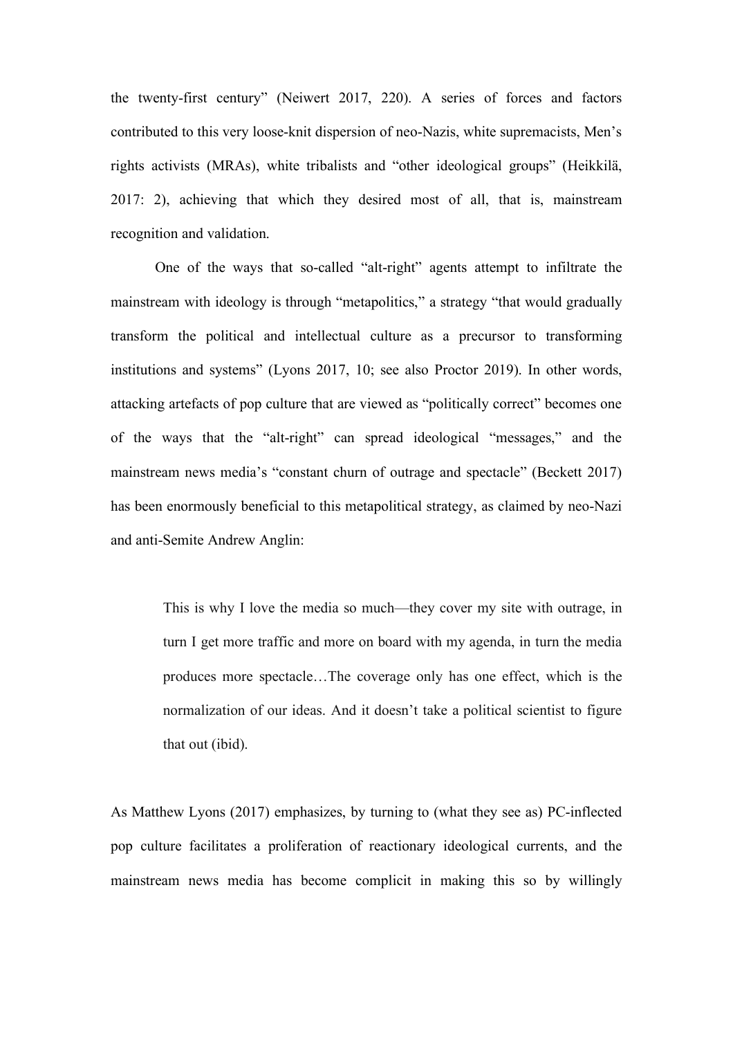the twenty-first century" (Neiwert 2017, 220). A series of forces and factors contributed to this very loose-knit dispersion of neo-Nazis, white supremacists, Men's rights activists (MRAs), white tribalists and "other ideological groups" (Heikkilä, 2017: 2), achieving that which they desired most of all, that is, mainstream recognition and validation.

One of the ways that so-called "alt-right" agents attempt to infiltrate the mainstream with ideology is through "metapolitics," a strategy "that would gradually transform the political and intellectual culture as a precursor to transforming institutions and systems" (Lyons 2017, 10; see also Proctor 2019). In other words, attacking artefacts of pop culture that are viewed as "politically correct" becomes one of the ways that the "alt-right" can spread ideological "messages," and the mainstream news media's "constant churn of outrage and spectacle" (Beckett 2017) has been enormously beneficial to this metapolitical strategy, as claimed by neo-Nazi and anti-Semite Andrew Anglin:

> This is why I love the media so much—they cover my site with outrage, in turn I get more traffic and more on board with my agenda, in turn the media produces more spectacle…The coverage only has one effect, which is the normalization of our ideas. And it doesn't take a political scientist to figure that out (ibid).

As Matthew Lyons (2017) emphasizes, by turning to (what they see as) PC-inflected pop culture facilitates a proliferation of reactionary ideological currents, and the mainstream news media has become complicit in making this so by willingly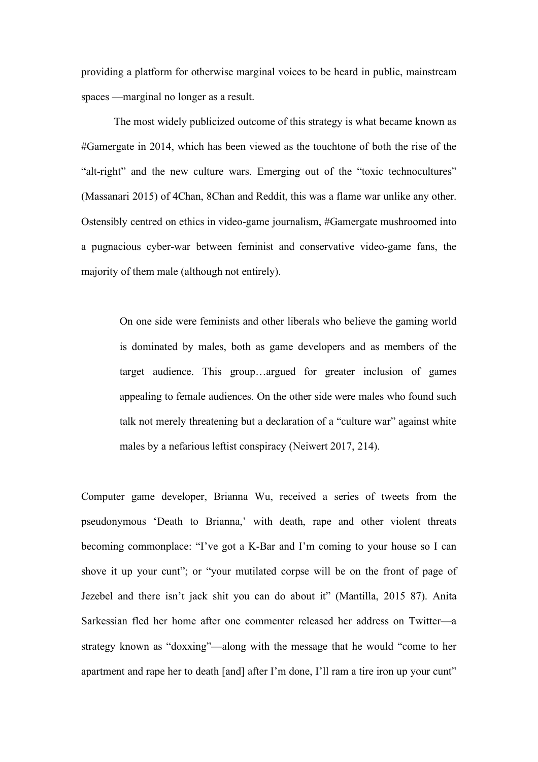providing a platform for otherwise marginal voices to be heard in public, mainstream spaces —marginal no longer as a result.

The most widely publicized outcome of this strategy is what became known as #Gamergate in 2014, which has been viewed as the touchtone of both the rise of the "alt-right" and the new culture wars. Emerging out of the "toxic technocultures" (Massanari 2015) of 4Chan, 8Chan and Reddit, this was a flame war unlike any other. Ostensibly centred on ethics in video-game journalism, #Gamergate mushroomed into a pugnacious cyber-war between feminist and conservative video-game fans, the majority of them male (although not entirely).

> On one side were feminists and other liberals who believe the gaming world is dominated by males, both as game developers and as members of the target audience. This group…argued for greater inclusion of games appealing to female audiences. On the other side were males who found such talk not merely threatening but a declaration of a "culture war" against white males by a nefarious leftist conspiracy (Neiwert 2017, 214).

Computer game developer, Brianna Wu, received a series of tweets from the pseudonymous 'Death to Brianna,' with death, rape and other violent threats becoming commonplace: "I've got a K-Bar and I'm coming to your house so I can shove it up your cunt"; or "your mutilated corpse will be on the front of page of Jezebel and there isn't jack shit you can do about it" (Mantilla, 2015 87). Anita Sarkessian fled her home after one commenter released her address on Twitter—a strategy known as "doxxing"—along with the message that he would "come to her apartment and rape her to death [and] after I'm done, I'll ram a tire iron up your cunt"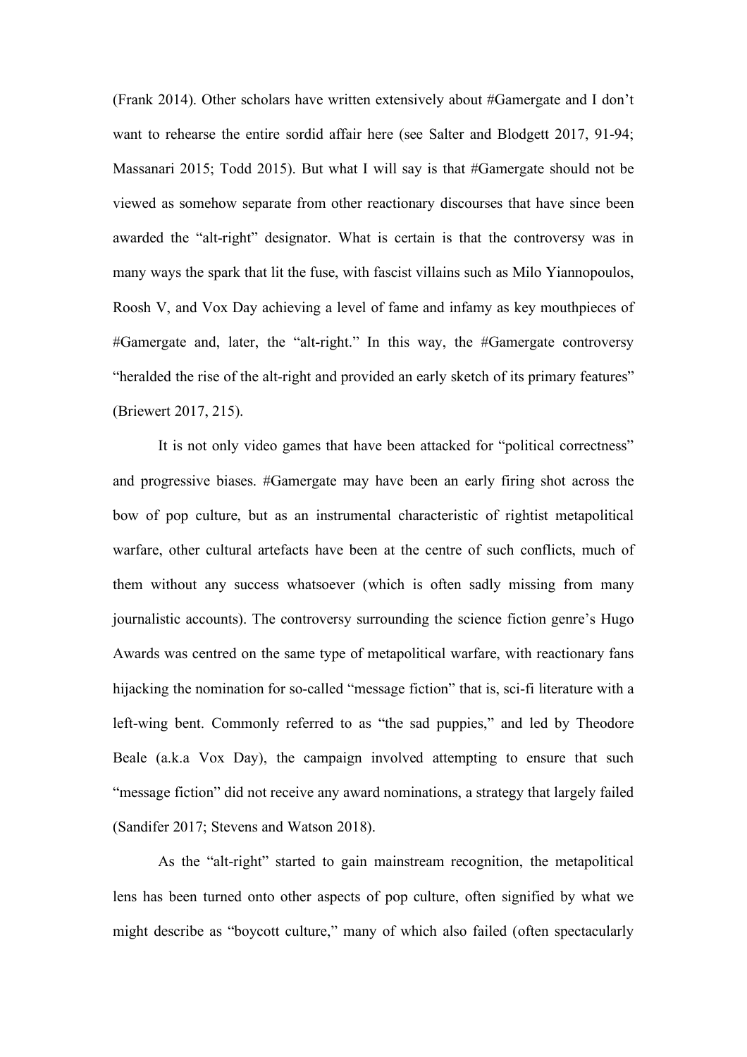(Frank 2014). Other scholars have written extensively about #Gamergate and I don't want to rehearse the entire sordid affair here (see Salter and Blodgett 2017, 91-94; Massanari 2015; Todd 2015). But what I will say is that #Gamergate should not be viewed as somehow separate from other reactionary discourses that have since been awarded the "alt-right" designator. What is certain is that the controversy was in many ways the spark that lit the fuse, with fascist villains such as Milo Yiannopoulos, Roosh V, and Vox Day achieving a level of fame and infamy as key mouthpieces of #Gamergate and, later, the "alt-right." In this way, the #Gamergate controversy "heralded the rise of the alt-right and provided an early sketch of its primary features" (Briewert 2017, 215).

It is not only video games that have been attacked for "political correctness" and progressive biases. #Gamergate may have been an early firing shot across the bow of pop culture, but as an instrumental characteristic of rightist metapolitical warfare, other cultural artefacts have been at the centre of such conflicts, much of them without any success whatsoever (which is often sadly missing from many journalistic accounts). The controversy surrounding the science fiction genre's Hugo Awards was centred on the same type of metapolitical warfare, with reactionary fans hijacking the nomination for so-called "message fiction" that is, sci-fi literature with a left-wing bent. Commonly referred to as "the sad puppies," and led by Theodore Beale (a.k.a Vox Day), the campaign involved attempting to ensure that such "message fiction" did not receive any award nominations, a strategy that largely failed (Sandifer 2017; Stevens and Watson 2018).

As the "alt-right" started to gain mainstream recognition, the metapolitical lens has been turned onto other aspects of pop culture, often signified by what we might describe as "boycott culture," many of which also failed (often spectacularly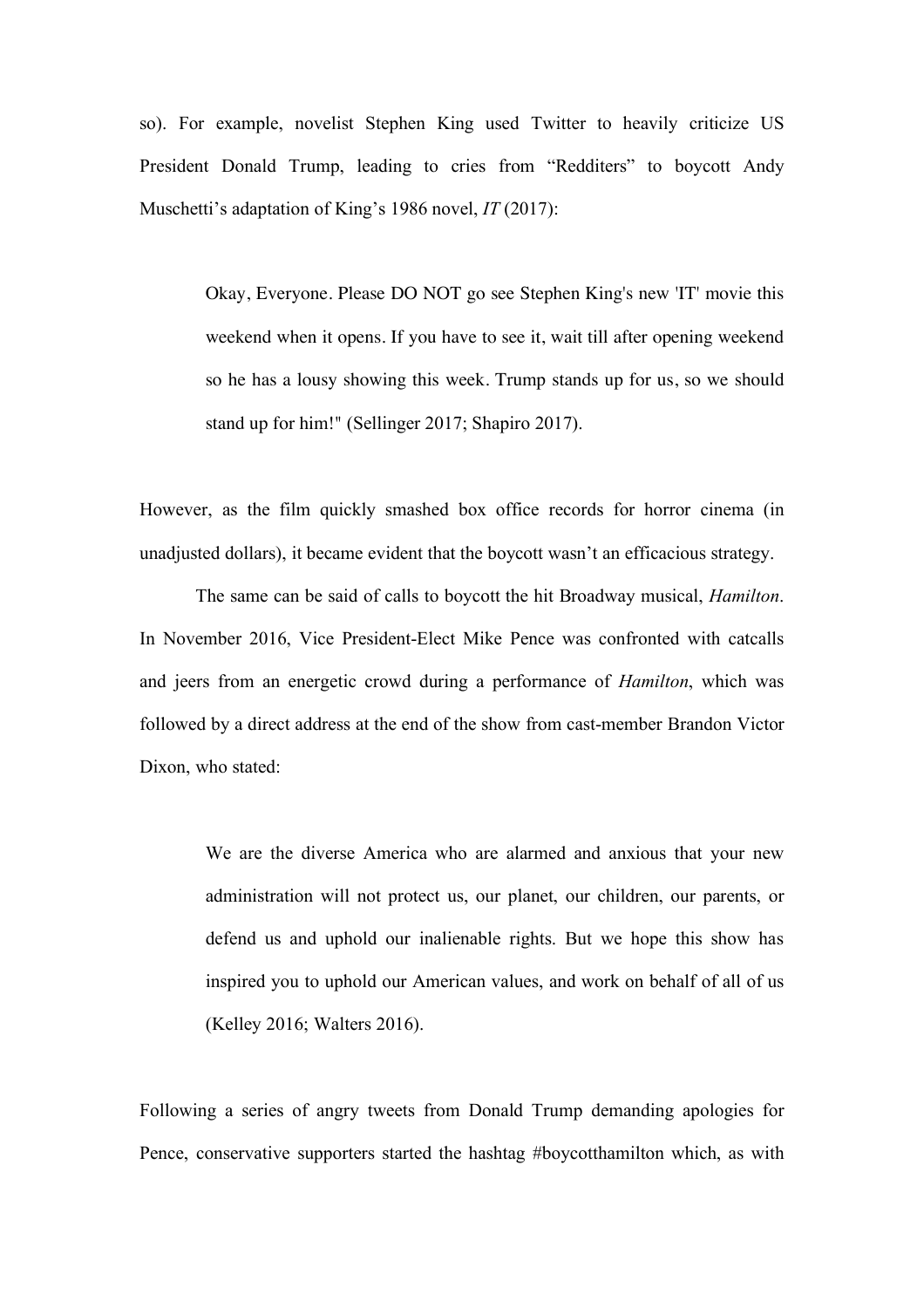so). For example, novelist Stephen King used Twitter to heavily criticize US President Donald Trump, leading to cries from "Redditers" to boycott Andy Muschetti's adaptation of King's 1986 novel, *IT* (2017):

> Okay, Everyone. Please DO NOT go see Stephen King's new 'IT' movie this weekend when it opens. If you have to see it, wait till after opening weekend so he has a lousy showing this week. Trump stands up for us, so we should stand up for him!" (Sellinger 2017; Shapiro 2017).

However, as the film quickly smashed box office records for horror cinema (in unadjusted dollars), it became evident that the boycott wasn't an efficacious strategy.

The same can be said of calls to boycott the hit Broadway musical, *Hamilton*. In November 2016, Vice President-Elect Mike Pence was confronted with catcalls and jeers from an energetic crowd during a performance of *Hamilton*, which was followed by a direct address at the end of the show from cast-member Brandon Victor Dixon, who stated:

> We are the diverse America who are alarmed and anxious that your new administration will not protect us, our planet, our children, our parents, or defend us and uphold our inalienable rights. But we hope this show has inspired you to uphold our American values, and work on behalf of all of us (Kelley 2016; Walters 2016).

Following a series of angry tweets from Donald Trump demanding apologies for Pence, conservative supporters started the hashtag #boycotthamilton which, as with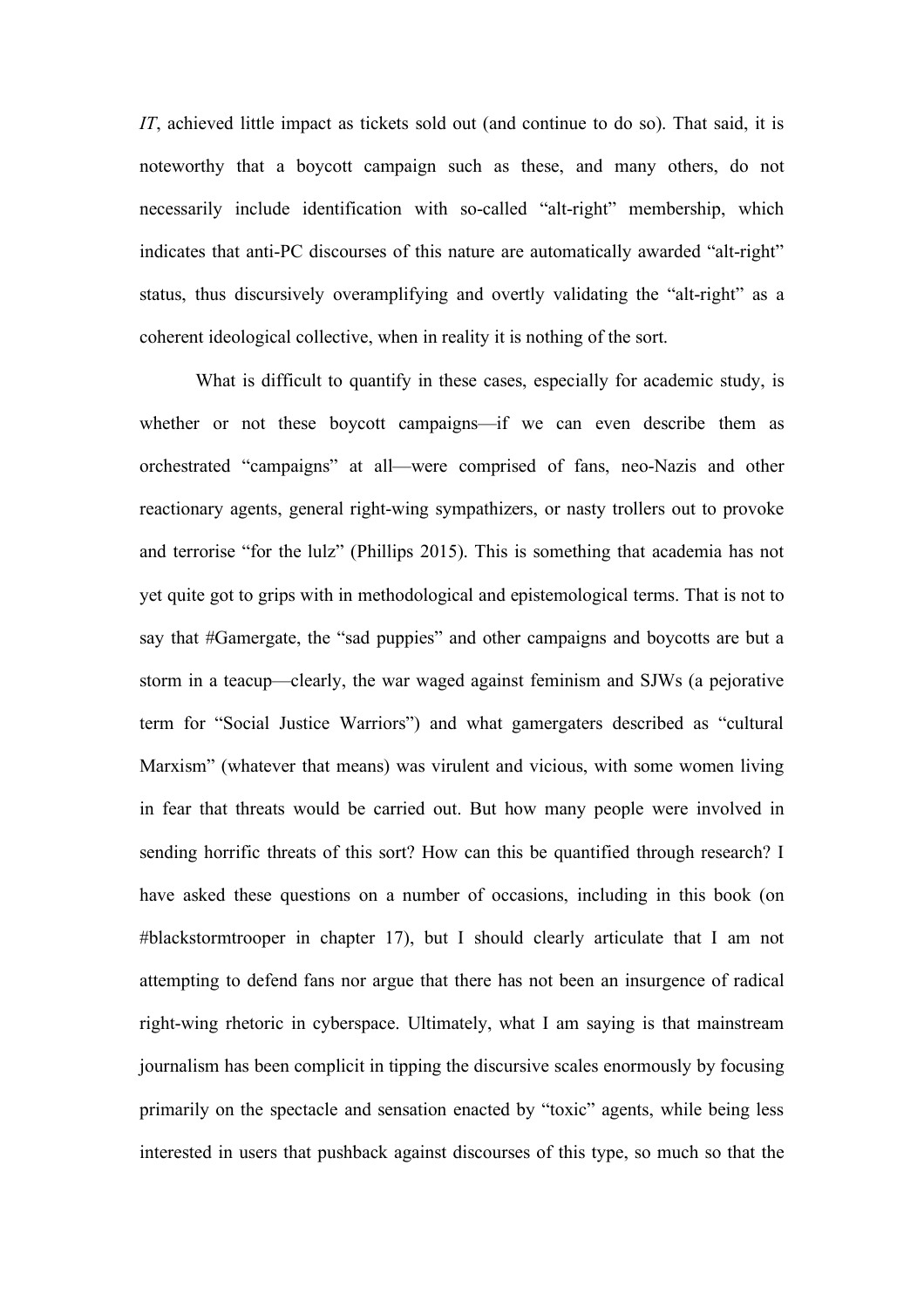*IT*, achieved little impact as tickets sold out (and continue to do so). That said, it is noteworthy that a boycott campaign such as these, and many others, do not necessarily include identification with so-called "alt-right" membership, which indicates that anti-PC discourses of this nature are automatically awarded "alt-right" status, thus discursively overamplifying and overtly validating the "alt-right" as a coherent ideological collective, when in reality it is nothing of the sort.

What is difficult to quantify in these cases, especially for academic study, is whether or not these boycott campaigns—if we can even describe them as orchestrated "campaigns" at all—were comprised of fans, neo-Nazis and other reactionary agents, general right-wing sympathizers, or nasty trollers out to provoke and terrorise "for the lulz" (Phillips 2015). This is something that academia has not yet quite got to grips with in methodological and epistemological terms. That is not to say that #Gamergate, the "sad puppies" and other campaigns and boycotts are but a storm in a teacup—clearly, the war waged against feminism and SJWs (a pejorative term for "Social Justice Warriors") and what gamergaters described as "cultural Marxism" (whatever that means) was virulent and vicious, with some women living in fear that threats would be carried out. But how many people were involved in sending horrific threats of this sort? How can this be quantified through research? I have asked these questions on a number of occasions, including in this book (on #blackstormtrooper in chapter 17), but I should clearly articulate that I am not attempting to defend fans nor argue that there has not been an insurgence of radical right-wing rhetoric in cyberspace. Ultimately, what I am saying is that mainstream journalism has been complicit in tipping the discursive scales enormously by focusing primarily on the spectacle and sensation enacted by "toxic" agents, while being less interested in users that pushback against discourses of this type, so much so that the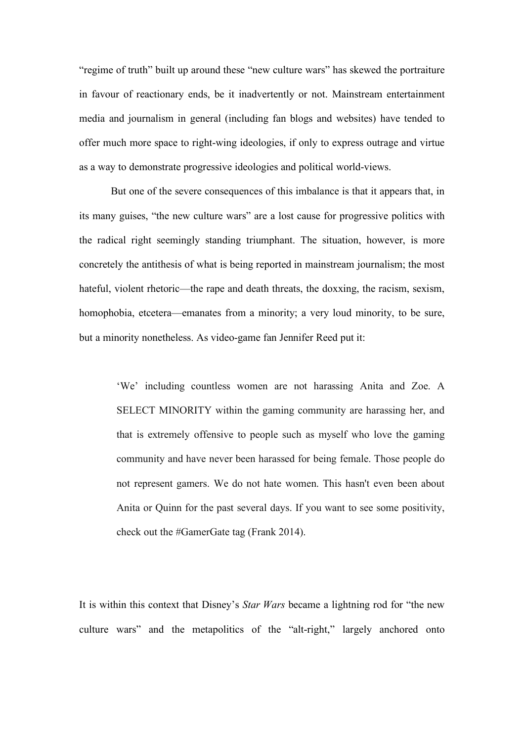"regime of truth" built up around these "new culture wars" has skewed the portraiture in favour of reactionary ends, be it inadvertently or not. Mainstream entertainment media and journalism in general (including fan blogs and websites) have tended to offer much more space to right-wing ideologies, if only to express outrage and virtue as a way to demonstrate progressive ideologies and political world-views.

But one of the severe consequences of this imbalance is that it appears that, in its many guises, "the new culture wars" are a lost cause for progressive politics with the radical right seemingly standing triumphant. The situation, however, is more concretely the antithesis of what is being reported in mainstream journalism; the most hateful, violent rhetoric—the rape and death threats, the doxxing, the racism, sexism, homophobia, etcetera—emanates from a minority; a very loud minority, to be sure, but a minority nonetheless. As video-game fan Jennifer Reed put it:

> 'We' including countless women are not harassing Anita and Zoe. A SELECT MINORITY within the gaming community are harassing her, and that is extremely offensive to people such as myself who love the gaming community and have never been harassed for being female. Those people do not represent gamers. We do not hate women. This hasn't even been about Anita or Quinn for the past several days. If you want to see some positivity, check out the #GamerGate tag (Frank 2014).

It is within this context that Disney's *Star Wars* became a lightning rod for "the new culture wars" and the metapolitics of the "alt-right," largely anchored onto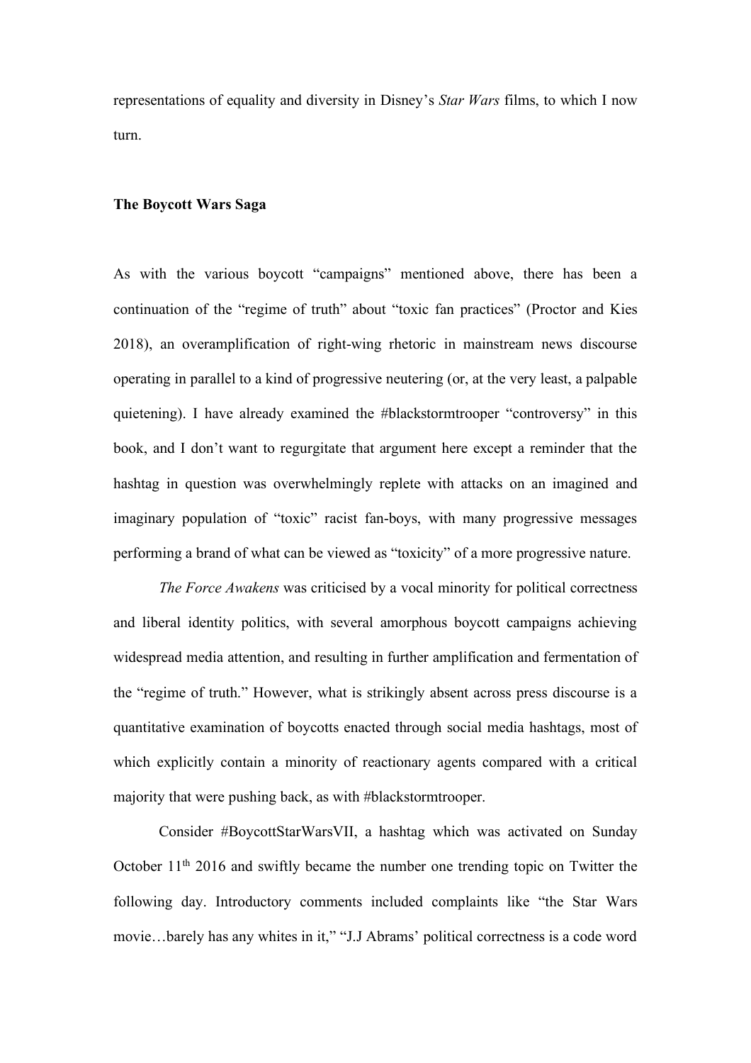representations of equality and diversity in Disney's *Star Wars* films, to which I now turn.

**The Boycott Wars Saga**

As with the various boycott "campaigns" mentioned above, there has been a continuation of the "regime of truth" about "toxic fan practices" (Proctor and Kies 2018), an overamplification of right-wing rhetoric in mainstream news discourse operating in parallel to a kind of progressive neutering (or, at the very least, a palpable quietening). I have already examined the #blackstormtrooper "controversy" in this book, and I don't want to regurgitate that argument here except a reminder that the hashtag in question was overwhelmingly replete with attacks on an imagined and imaginary population of "toxic" racist fan-boys, with many progressive messages performing a brand of what can be viewed as "toxicity" of a more progressive nature.

*The Force Awakens* was criticised by a vocal minority for political correctness and liberal identity politics, with several amorphous boycott campaigns achieving widespread media attention, and resulting in further amplification and fermentation of the "regime of truth." However, what is strikingly absent across press discourse is a quantitative examination of boycotts enacted through social media hashtags, most of which explicitly contain a minority of reactionary agents compared with a critical majority that were pushing back, as with #blackstormtrooper.

Consider #BoycottStarWarsVII, a hashtag which was activated on Sunday October 11th 2016 and swiftly became the number one trending topic on Twitter the following day. Introductory comments included complaints like "the Star Wars movie…barely has any whites in it," "J.J Abrams' political correctness is a code word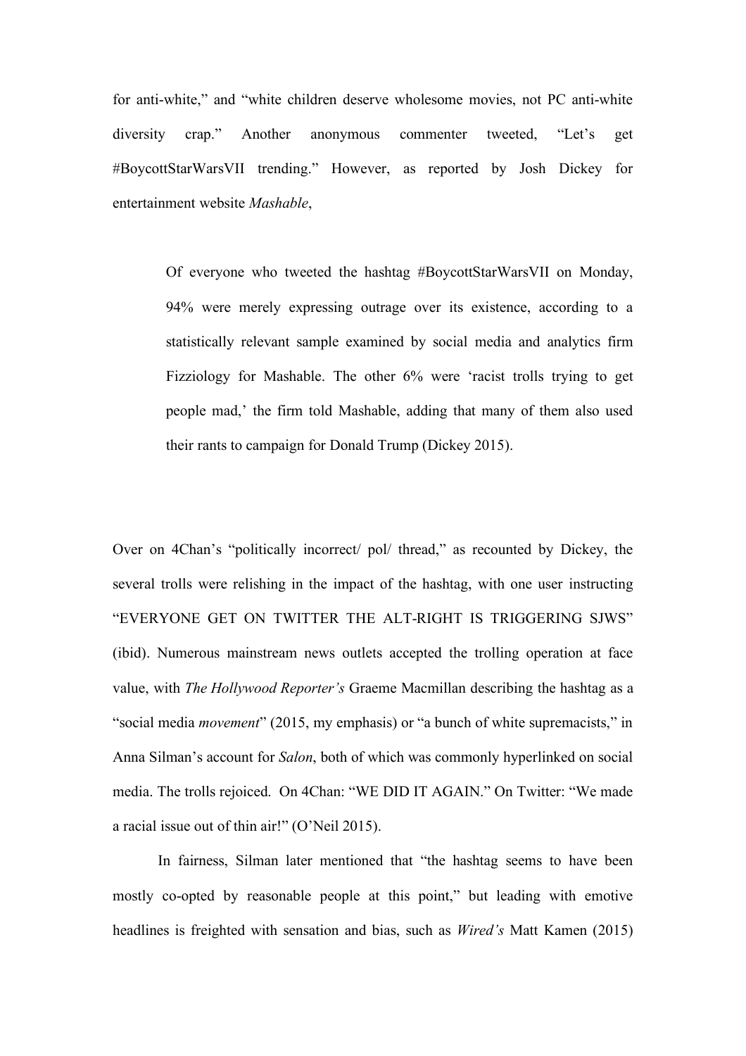for anti-white," and "white children deserve wholesome movies, not PC anti-white diversity crap." Another anonymous commenter tweeted, "Let's get #BoycottStarWarsVII trending." However, as reported by Josh Dickey for entertainment website *Mashable*,

> Of everyone who tweeted the hashtag #BoycottStarWarsVII on Monday, 94% were merely expressing outrage over its existence, according to a statistically relevant sample examined by social media and analytics firm Fizziology for Mashable. The other 6% were 'racist trolls trying to get people mad,' the firm told Mashable, adding that many of them also used their rants to campaign for Donald Trump (Dickey 2015).

Over on 4Chan's "politically incorrect/ pol/ thread," as recounted by Dickey, the several trolls were relishing in the impact of the hashtag, with one user instructing "EVERYONE GET ON TWITTER THE ALT-RIGHT IS TRIGGERING SJWS" (ibid). Numerous mainstream news outlets accepted the trolling operation at face value, with *The Hollywood Reporter's* Graeme Macmillan describing the hashtag as a "social media *movement*" (2015, my emphasis) or "a bunch of white supremacists," in Anna Silman's account for *Salon*, both of which was commonly hyperlinked on social media. The trolls rejoiced. On 4Chan: "WE DID IT AGAIN." On Twitter: "We made a racial issue out of thin air!" (O'Neil 2015).

In fairness, Silman later mentioned that "the hashtag seems to have been mostly co-opted by reasonable people at this point," but leading with emotive headlines is freighted with sensation and bias, such as *Wired's* Matt Kamen (2015)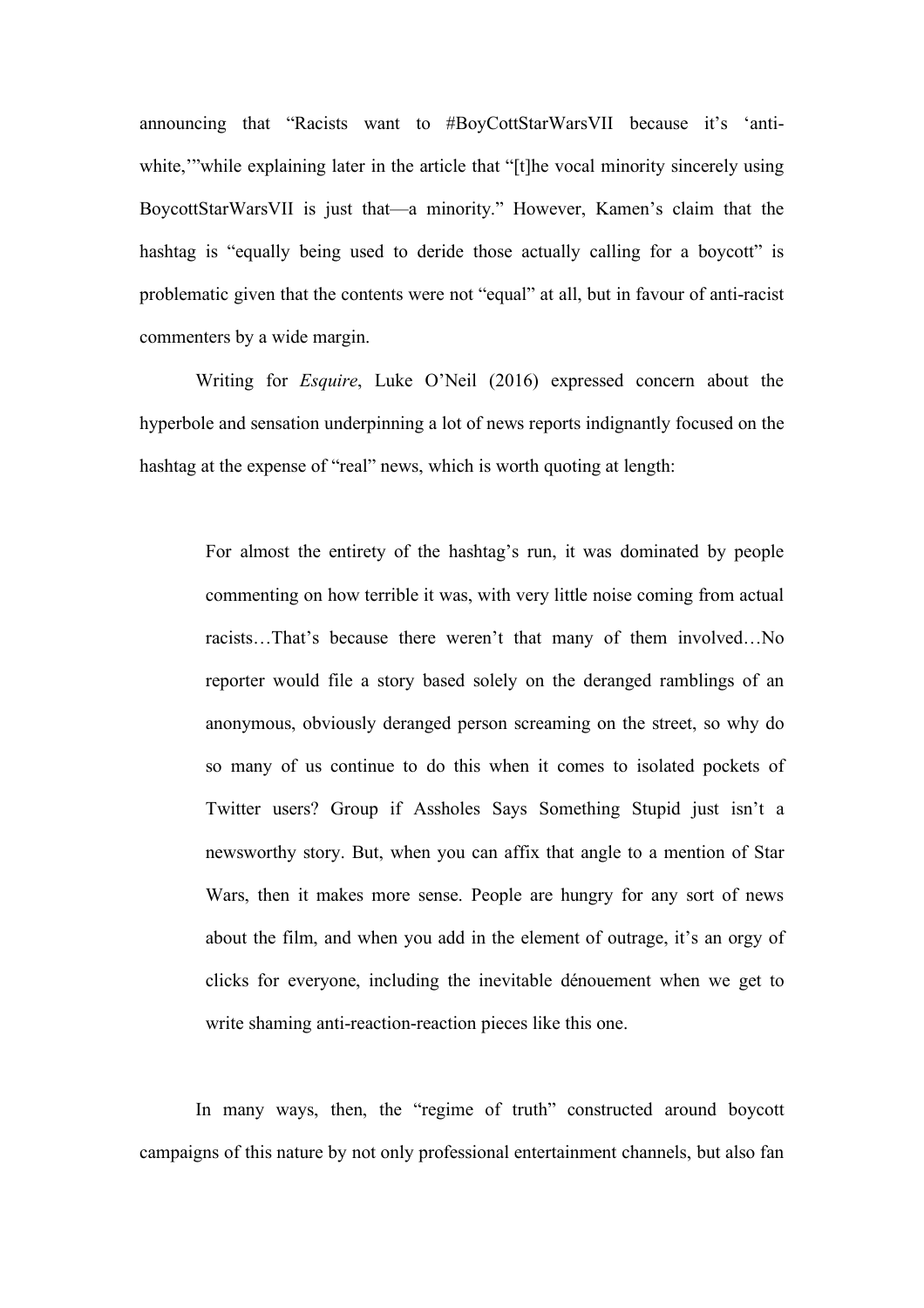announcing that "Racists want to #BoyCottStarWarsVII because it's 'anti-white,'"while explaining later in the article that "[t]he vocal minority sincerely using BoycottStarWarsVII is just that—a minority." However, Kamen's claim that the hashtag is "equally being used to deride those actually calling for a boycott" is problematic given that the contents were not "equal" at all, but in favour of anti-racist commenters by a wide margin.

Writing for *Esquire*, Luke O'Neil (2016) expressed concern about the hyperbole and sensation underpinning a lot of news reports indignantly focused on the hashtag at the expense of "real" news, which is worth quoting at length:

> For almost the entirety of the hashtag's run, it was dominated by people commenting on how terrible it was, with very little noise coming from actual racists…That's because there weren't that many of them involved…No reporter would file a story based solely on the deranged ramblings of an anonymous, obviously deranged person screaming on the street, so why do so many of us continue to do this when it comes to isolated pockets of Twitter users? Group if Assholes Says Something Stupid just isn't a newsworthy story. But, when you can affix that angle to a mention of Star Wars, then it makes more sense. People are hungry for any sort of news about the film, and when you add in the element of outrage, it's an orgy of clicks for everyone, including the inevitable dénouement when we get to write shaming anti-reaction-reaction pieces like this one.

In many ways, then, the "regime of truth" constructed around boycott campaigns of this nature by not only professional entertainment channels, but also fan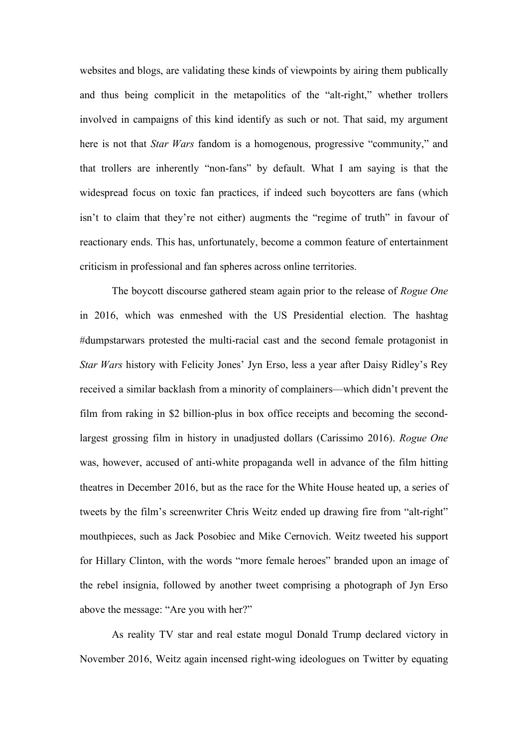websites and blogs, are validating these kinds of viewpoints by airing them publically and thus being complicit in the metapolitics of the "alt-right," whether trollers involved in campaigns of this kind identify as such or not. That said, my argument here is not that *Star Wars* fandom is a homogenous, progressive "community," and that trollers are inherently "non-fans" by default. What I am saying is that the widespread focus on toxic fan practices, if indeed such boycotters are fans (which isn't to claim that they're not either) augments the "regime of truth" in favour of reactionary ends. This has, unfortunately, become a common feature of entertainment criticism in professional and fan spheres across online territories.

The boycott discourse gathered steam again prior to the release of *Rogue One* in 2016, which was enmeshed with the US Presidential election. The hashtag #dumpstarwars protested the multi-racial cast and the second female protagonist in *Star Wars* history with Felicity Jones' Jyn Erso, less a year after Daisy Ridley's Rey received a similar backlash from a minority of complainers—which didn't prevent the film from raking in $2 billion-plus in box office receipts and becoming the second-largest grossing film in history in unadjusted dollars (Carissimo 2016). *Rogue One* was, however, accused of anti-white propaganda well in advance of the film hitting theatres in December 2016, but as the race for the White House heated up, a series of tweets by the film's screenwriter Chris Weitz ended up drawing fire from "alt-right" mouthpieces, such as Jack Posobiec and Mike Cernovich. Weitz tweeted his support for Hillary Clinton, with the words "more female heroes" branded upon an image of the rebel insignia, followed by another tweet comprising a photograph of Jyn Erso above the message: "Are you with her?"

As reality TV star and real estate mogul Donald Trump declared victory in November 2016, Weitz again incensed right-wing ideologues on Twitter by equating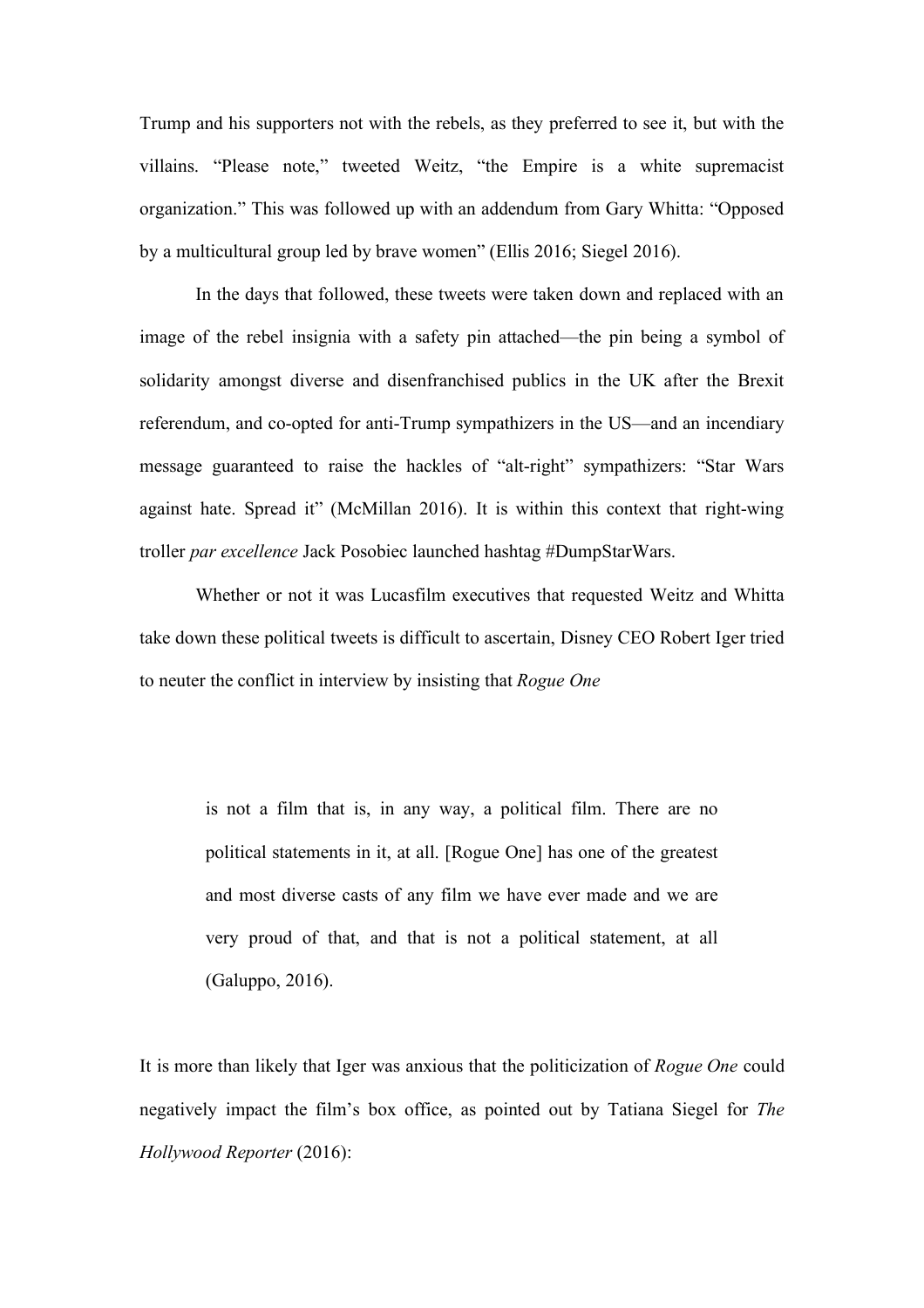Trump and his supporters not with the rebels, as they preferred to see it, but with the villains. "Please note," tweeted Weitz, "the Empire is a white supremacist organization." This was followed up with an addendum from Gary Whitta: "Opposed by a multicultural group led by brave women" (Ellis 2016; Siegel 2016).

In the days that followed, these tweets were taken down and replaced with an image of the rebel insignia with a safety pin attached—the pin being a symbol of solidarity amongst diverse and disenfranchised publics in the UK after the Brexit referendum, and co-opted for anti-Trump sympathizers in the US—and an incendiary message guaranteed to raise the hackles of "alt-right" sympathizers: "Star Wars against hate. Spread it" (McMillan 2016). It is within this context that right-wing troller *par excellence* Jack Posobiec launched hashtag #DumpStarWars.

Whether or not it was Lucasfilm executives that requested Weitz and Whitta take down these political tweets is difficult to ascertain, Disney CEO Robert Iger tried to neuter the conflict in interview by insisting that *Rogue One*

> is not a film that is, in any way, a political film. There are no political statements in it, at all. [Rogue One] has one of the greatest and most diverse casts of any film we have ever made and we are very proud of that, and that is not a political statement, at all (Galuppo, 2016).

It is more than likely that Iger was anxious that the politicization of *Rogue One* could negatively impact the film's box office, as pointed out by Tatiana Siegel for *The Hollywood Reporter* (2016):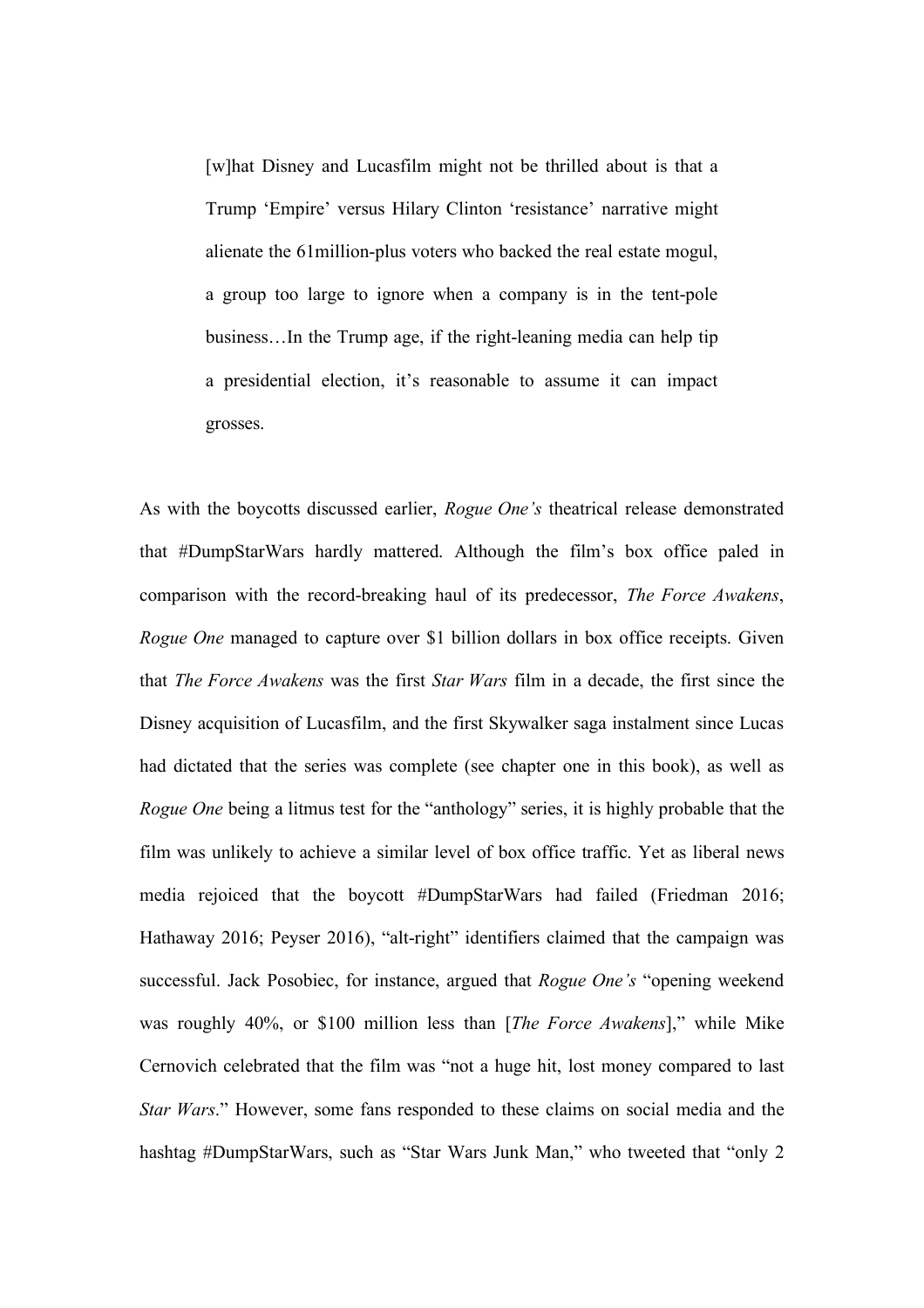> [w]hat Disney and Lucasfilm might not be thrilled about is that a Trump 'Empire' versus Hilary Clinton 'resistance' narrative might alienate the 61million-plus voters who backed the real estate mogul, a group too large to ignore when a company is in the tent-pole business…In the Trump age, if the right-leaning media can help tip a presidential election, it's reasonable to assume it can impact grosses.

As with the boycotts discussed earlier, *Rogue One's* theatrical release demonstrated that #DumpStarWars hardly mattered. Although the film's box office paled in comparison with the record-breaking haul of its predecessor, *The Force Awakens*, *Rogue One* managed to capture over $1 billion dollars in box office receipts. Given that *The Force Awakens* was the first *Star Wars* film in a decade, the first since the Disney acquisition of Lucasfilm, and the first Skywalker saga instalment since Lucas had dictated that the series was complete (see chapter one in this book), as well as *Rogue One* being a litmus test for the "anthology" series, it is highly probable that the film was unlikely to achieve a similar level of box office traffic. Yet as liberal news media rejoiced that the boycott #DumpStarWars had failed (Friedman 2016; Hathaway 2016; Peyser 2016), "alt-right" identifiers claimed that the campaign was successful. Jack Posobiec, for instance, argued that *Rogue One's* "opening weekend was roughly 40%, or $100 million less than [*The Force Awakens*]," while Mike Cernovich celebrated that the film was "not a huge hit, lost money compared to last *Star Wars*." However, some fans responded to these claims on social media and the hashtag #DumpStarWars, such as "Star Wars Junk Man," who tweeted that "only 2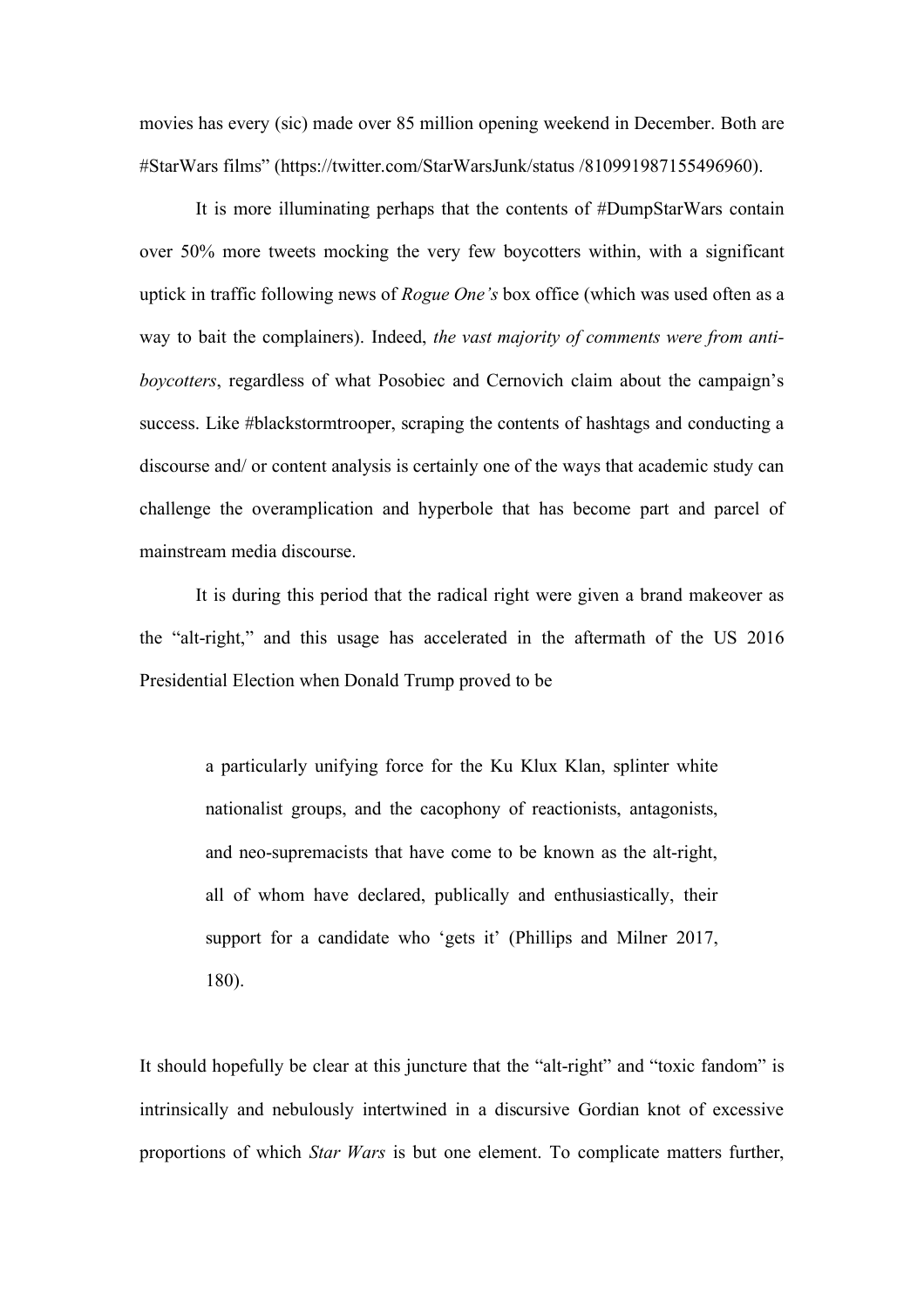movies has every (sic) made over 85 million opening weekend in December. Both are #StarWars films" (https://twitter.com/StarWarsJunk/status /810991987155496960).

It is more illuminating perhaps that the contents of #DumpStarWars contain over 50% more tweets mocking the very few boycotters within, with a significant uptick in traffic following news of *Rogue One's* box office (which was used often as a way to bait the complainers). Indeed, *the vast majority of comments were from anti-boycotters*, regardless of what Posobiec and Cernovich claim about the campaign's success. Like #blackstormtrooper, scraping the contents of hashtags and conducting a discourse and/ or content analysis is certainly one of the ways that academic study can challenge the overamplication and hyperbole that has become part and parcel of mainstream media discourse.

It is during this period that the radical right were given a brand makeover as the "alt-right," and this usage has accelerated in the aftermath of the US 2016 Presidential Election when Donald Trump proved to be

> a particularly unifying force for the Ku Klux Klan, splinter white nationalist groups, and the cacophony of reactionists, antagonists, and neo-supremacists that have come to be known as the alt-right, all of whom have declared, publically and enthusiastically, their support for a candidate who 'gets it' (Phillips and Milner 2017, 180).

It should hopefully be clear at this juncture that the "alt-right" and "toxic fandom" is intrinsically and nebulously intertwined in a discursive Gordian knot of excessive proportions of which *Star Wars* is but one element. To complicate matters further,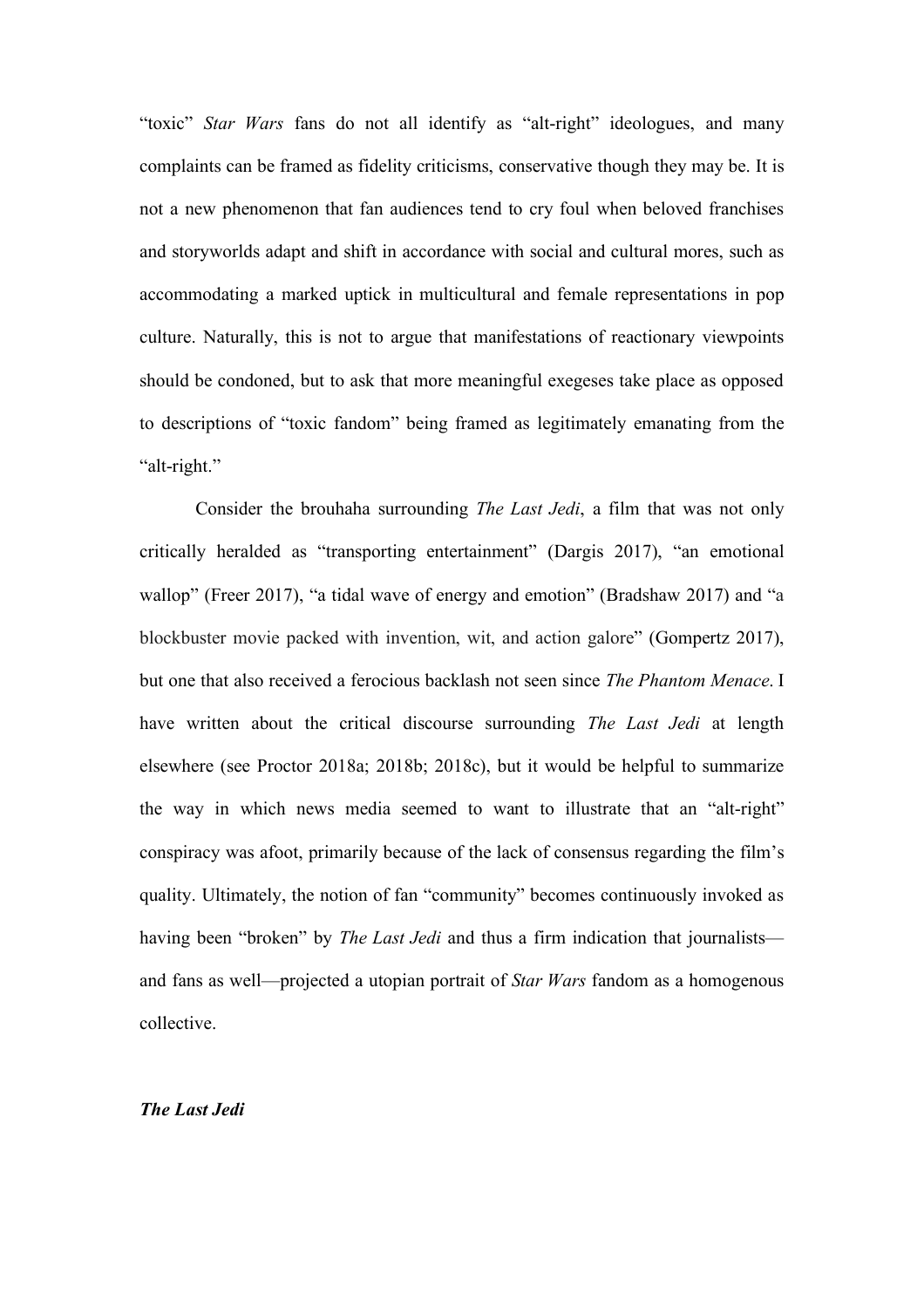"toxic" *Star Wars* fans do not all identify as "alt-right" ideologues, and many complaints can be framed as fidelity criticisms, conservative though they may be. It is not a new phenomenon that fan audiences tend to cry foul when beloved franchises and storyworlds adapt and shift in accordance with social and cultural mores, such as accommodating a marked uptick in multicultural and female representations in pop culture. Naturally, this is not to argue that manifestations of reactionary viewpoints should be condoned, but to ask that more meaningful exegeses take place as opposed to descriptions of "toxic fandom" being framed as legitimately emanating from the "alt-right."

Consider the brouhaha surrounding *The Last Jedi*, a film that was not only critically heralded as "transporting entertainment" (Dargis 2017), "an emotional wallop" (Freer 2017), "a tidal wave of energy and emotion" (Bradshaw 2017) and "a blockbuster movie packed with invention, wit, and action galore" (Gompertz 2017), but one that also received a ferocious backlash not seen since *The Phantom Menace*. I have written about the critical discourse surrounding *The Last Jedi* at length elsewhere (see Proctor 2018a; 2018b; 2018c), but it would be helpful to summarize the way in which news media seemed to want to illustrate that an "alt-right" conspiracy was afoot, primarily because of the lack of consensus regarding the film's quality. Ultimately, the notion of fan "community" becomes continuously invoked as having been "broken" by *The Last Jedi* and thus a firm indication that journalists—and fans as well—projected a utopian portrait of *Star Wars* fandom as a homogenous collective.

### *The Last Jedi*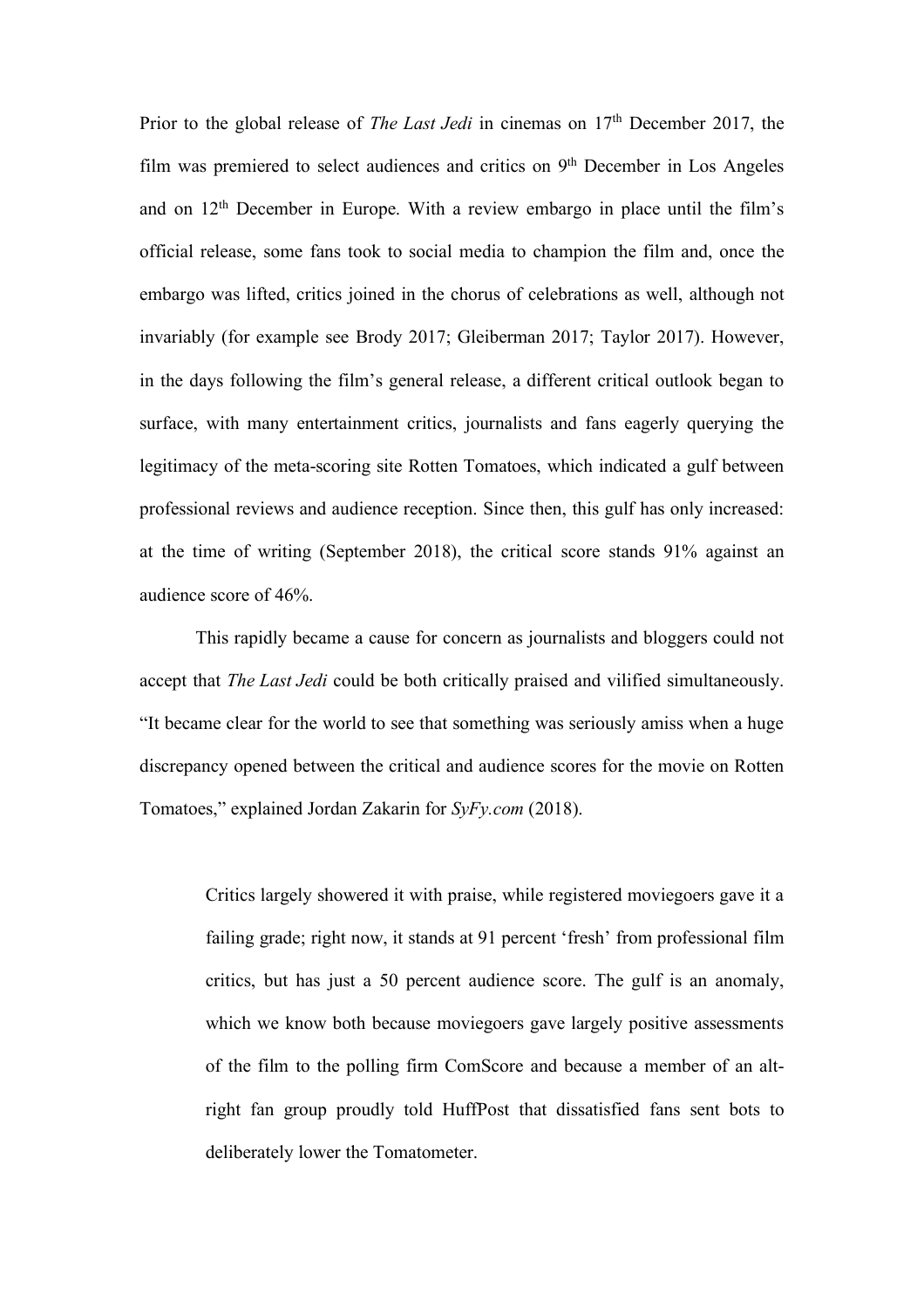Prior to the global release of *The Last Jedi* in cinemas on 17th December 2017, the film was premiered to select audiences and critics on 9th December in Los Angeles and on 12th December in Europe. With a review embargo in place until the film's official release, some fans took to social media to champion the film and, once the embargo was lifted, critics joined in the chorus of celebrations as well, although not invariably (for example see Brody 2017; Gleiberman 2017; Taylor 2017). However, in the days following the film's general release, a different critical outlook began to surface, with many entertainment critics, journalists and fans eagerly querying the legitimacy of the meta-scoring site Rotten Tomatoes, which indicated a gulf between professional reviews and audience reception. Since then, this gulf has only increased: at the time of writing (September 2018), the critical score stands 91% against an audience score of 46%.

This rapidly became a cause for concern as journalists and bloggers could not accept that *The Last Jedi* could be both critically praised and vilified simultaneously. "It became clear for the world to see that something was seriously amiss when a huge discrepancy opened between the critical and audience scores for the movie on Rotten Tomatoes," explained Jordan Zakarin for *SyFy.com* (2018).

> Critics largely showered it with praise, while registered moviegoers gave it a failing grade; right now, it stands at 91 percent 'fresh' from professional film critics, but has just a 50 percent audience score. The gulf is an anomaly, which we know both because moviegoers gave largely positive assessments of the film to the polling firm ComScore and because a member of an alt-right fan group proudly told HuffPost that dissatisfied fans sent bots to deliberately lower the Tomatometer.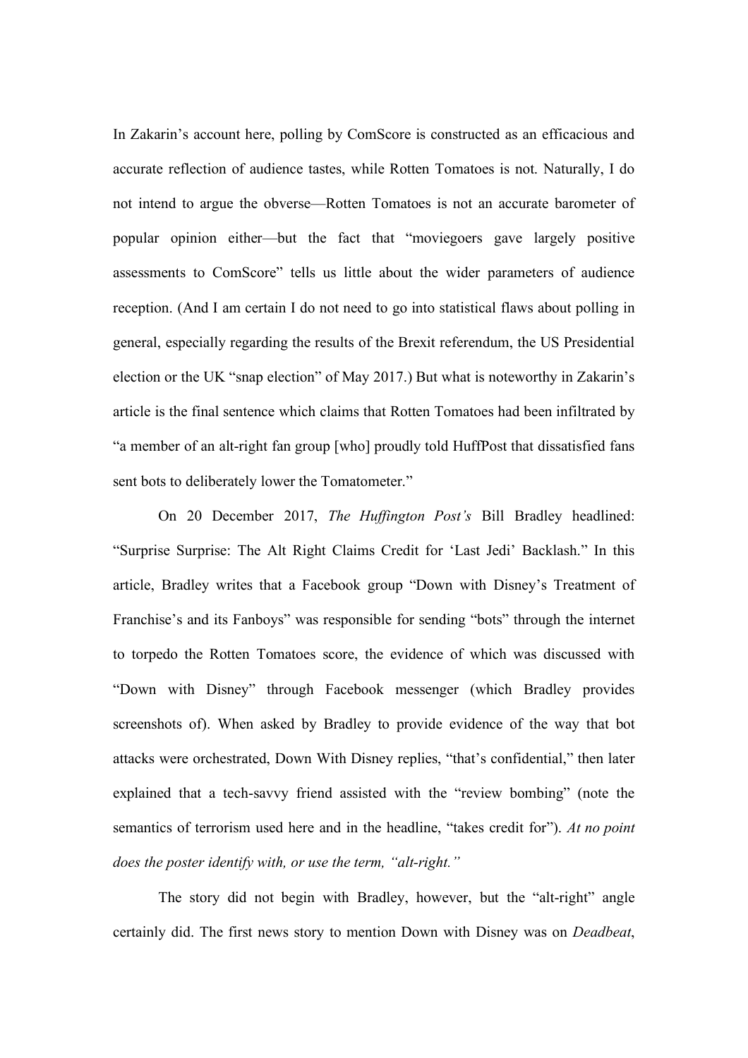In Zakarin's account here, polling by ComScore is constructed as an efficacious and accurate reflection of audience tastes, while Rotten Tomatoes is not. Naturally, I do not intend to argue the obverse—Rotten Tomatoes is not an accurate barometer of popular opinion either—but the fact that "moviegoers gave largely positive assessments to ComScore" tells us little about the wider parameters of audience reception. (And I am certain I do not need to go into statistical flaws about polling in general, especially regarding the results of the Brexit referendum, the US Presidential election or the UK "snap election" of May 2017.) But what is noteworthy in Zakarin's article is the final sentence which claims that Rotten Tomatoes had been infiltrated by "a member of an alt-right fan group [who] proudly told HuffPost that dissatisfied fans sent bots to deliberately lower the Tomatometer."

On 20 December 2017, *The Huffington Post's* Bill Bradley headlined: "Surprise Surprise: The Alt Right Claims Credit for 'Last Jedi' Backlash." In this article, Bradley writes that a Facebook group "Down with Disney's Treatment of Franchise's and its Fanboys" was responsible for sending "bots" through the internet to torpedo the Rotten Tomatoes score, the evidence of which was discussed with "Down with Disney" through Facebook messenger (which Bradley provides screenshots of). When asked by Bradley to provide evidence of the way that bot attacks were orchestrated, Down With Disney replies, "that's confidential," then later explained that a tech-savvy friend assisted with the "review bombing" (note the semantics of terrorism used here and in the headline, "takes credit for"). *At no point does the poster identify with, or use the term, "alt-right."*

The story did not begin with Bradley, however, but the "alt-right" angle certainly did. The first news story to mention Down with Disney was on *Deadbeat*,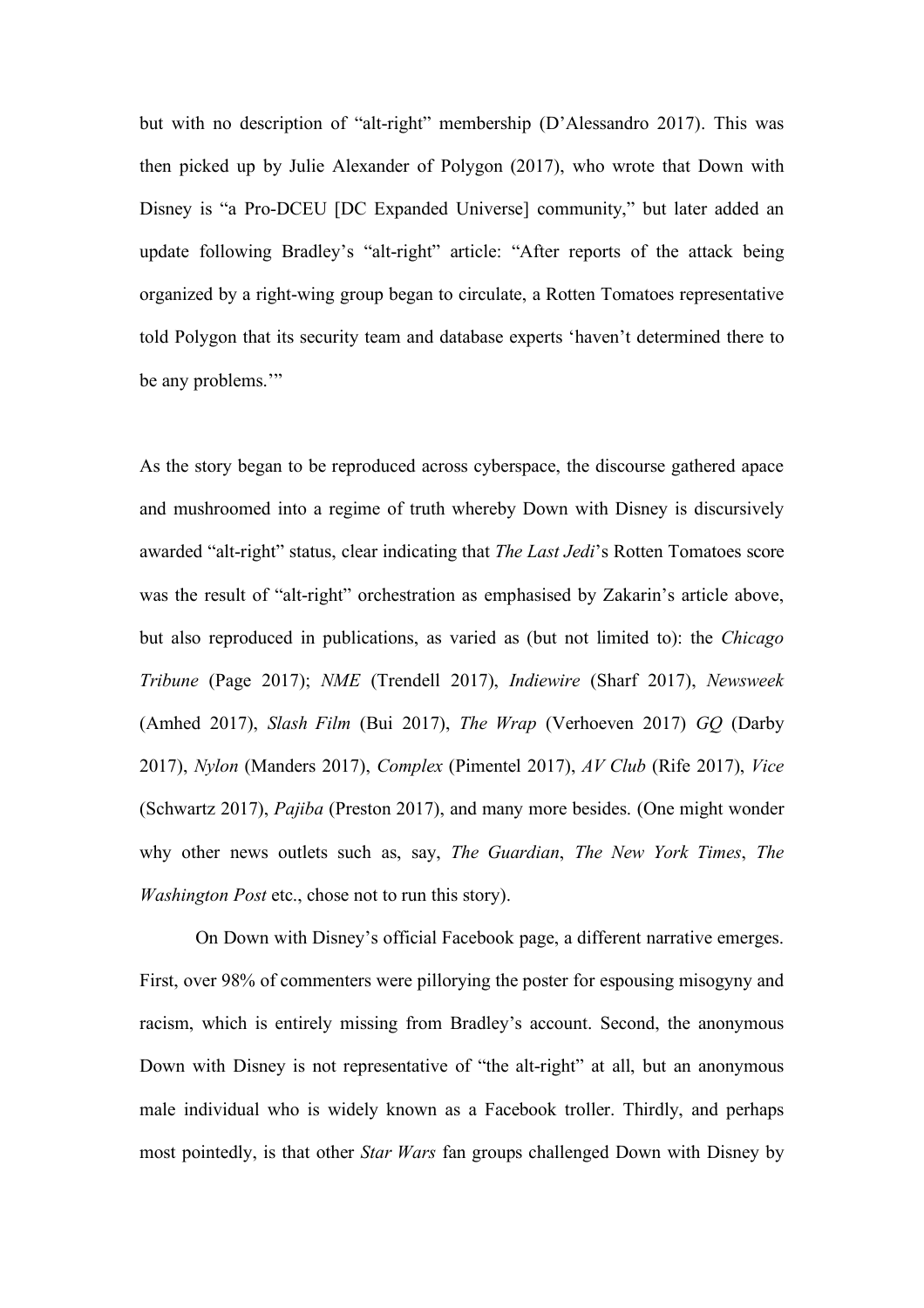but with no description of "alt-right" membership (D'Alessandro 2017). This was then picked up by Julie Alexander of Polygon (2017), who wrote that Down with Disney is "a Pro-DCEU [DC Expanded Universe] community," but later added an update following Bradley's "alt-right" article: "After reports of the attack being organized by a right-wing group began to circulate, a Rotten Tomatoes representative told Polygon that its security team and database experts 'haven't determined there to be any problems.'"

As the story began to be reproduced across cyberspace, the discourse gathered apace and mushroomed into a regime of truth whereby Down with Disney is discursively awarded "alt-right" status, clear indicating that *The Last Jedi*'s Rotten Tomatoes score was the result of "alt-right" orchestration as emphasised by Zakarin's article above, but also reproduced in publications, as varied as (but not limited to): the *Chicago Tribune* (Page 2017); *NME* (Trendell 2017), *Indiewire* (Sharf 2017), *Newsweek* (Amhed 2017), *Slash Film* (Bui 2017), *The Wrap* (Verhoeven 2017) *GQ* (Darby 2017), *Nylon* (Manders 2017), *Complex* (Pimentel 2017), *AV Club* (Rife 2017), *Vice* (Schwartz 2017), *Pajiba* (Preston 2017), and many more besides. (One might wonder why other news outlets such as, say, *The Guardian*, *The New York Times*, *The Washington Post* etc., chose not to run this story).

On Down with Disney's official Facebook page, a different narrative emerges. First, over 98% of commenters were pillorying the poster for espousing misogyny and racism, which is entirely missing from Bradley's account. Second, the anonymous Down with Disney is not representative of "the alt-right" at all, but an anonymous male individual who is widely known as a Facebook troller. Thirdly, and perhaps most pointedly, is that other *Star Wars* fan groups challenged Down with Disney by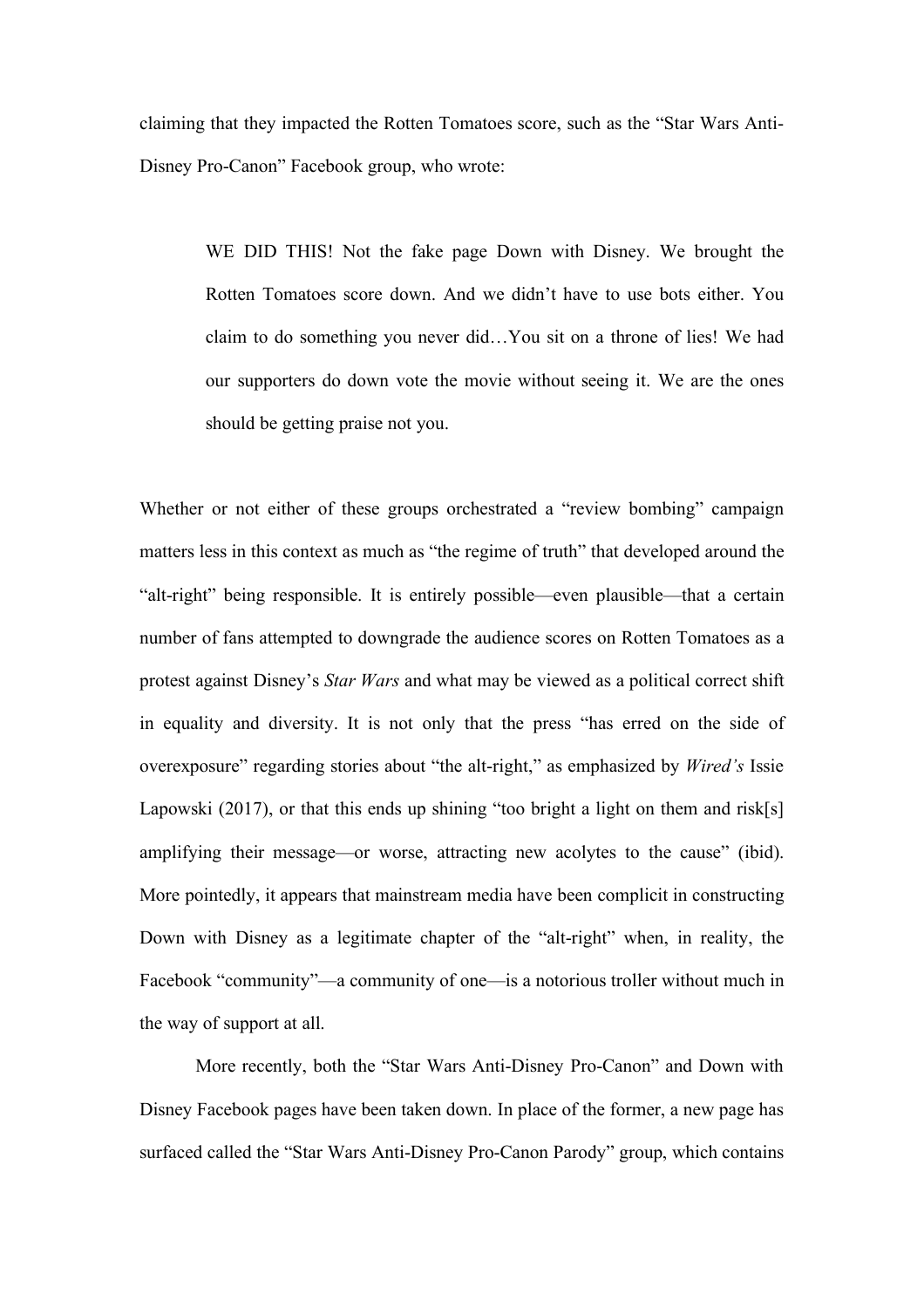claiming that they impacted the Rotten Tomatoes score, such as the "Star Wars Anti-Disney Pro-Canon" Facebook group, who wrote:

> WE DID THIS! Not the fake page Down with Disney. We brought the Rotten Tomatoes score down. And we didn't have to use bots either. You claim to do something you never did…You sit on a throne of lies! We had our supporters do down vote the movie without seeing it. We are the ones should be getting praise not you.

Whether or not either of these groups orchestrated a "review bombing" campaign matters less in this context as much as "the regime of truth" that developed around the "alt-right" being responsible. It is entirely possible—even plausible—that a certain number of fans attempted to downgrade the audience scores on Rotten Tomatoes as a protest against Disney's *Star Wars* and what may be viewed as a political correct shift in equality and diversity. It is not only that the press "has erred on the side of overexposure" regarding stories about "the alt-right," as emphasized by *Wired's* Issie Lapowski (2017), or that this ends up shining "too bright a light on them and risk[s] amplifying their message—or worse, attracting new acolytes to the cause" (ibid). More pointedly, it appears that mainstream media have been complicit in constructing Down with Disney as a legitimate chapter of the "alt-right" when, in reality, the Facebook "community"—a community of one—is a notorious troller without much in the way of support at all.

More recently, both the "Star Wars Anti-Disney Pro-Canon" and Down with Disney Facebook pages have been taken down. In place of the former, a new page has surfaced called the "Star Wars Anti-Disney Pro-Canon Parody" group, which contains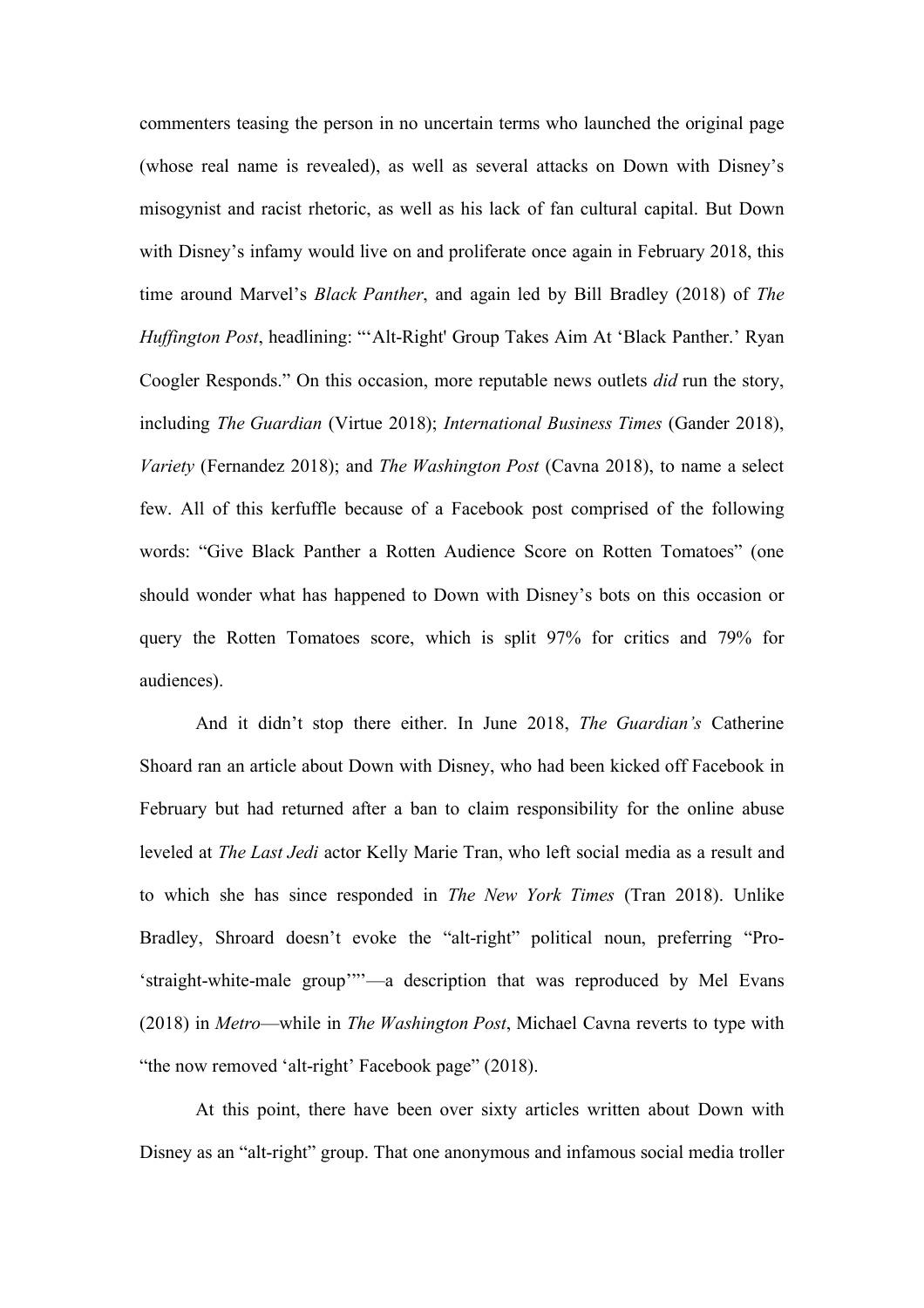commenters teasing the person in no uncertain terms who launched the original page (whose real name is revealed), as well as several attacks on Down with Disney's misogynist and racist rhetoric, as well as his lack of fan cultural capital. But Down with Disney's infamy would live on and proliferate once again in February 2018, this time around Marvel's *Black Panther*, and again led by Bill Bradley (2018) of *The Huffington Post*, headlining: "'Alt-Right' Group Takes Aim At 'Black Panther.' Ryan Coogler Responds." On this occasion, more reputable news outlets *did* run the story, including *The Guardian* (Virtue 2018); *International Business Times* (Gander 2018), *Variety* (Fernandez 2018); and *The Washington Post* (Cavna 2018), to name a select few. All of this kerfuffle because of a Facebook post comprised of the following words: "Give Black Panther a Rotten Audience Score on Rotten Tomatoes" (one should wonder what has happened to Down with Disney's bots on this occasion or query the Rotten Tomatoes score, which is split 97% for critics and 79% for audiences).

And it didn't stop there either. In June 2018, *The Guardian's* Catherine Shoard ran an article about Down with Disney, who had been kicked off Facebook in February but had returned after a ban to claim responsibility for the online abuse leveled at *The Last Jedi* actor Kelly Marie Tran, who left social media as a result and to which she has since responded in *The New York Times* (Tran 2018). Unlike Bradley, Shroard doesn't evoke the "alt-right" political noun, preferring "Pro-'straight-white-male group''"—a description that was reproduced by Mel Evans (2018) in *Metro*—while in *The Washington Post*, Michael Cavna reverts to type with "the now removed 'alt-right' Facebook page" (2018).

At this point, there have been over sixty articles written about Down with Disney as an "alt-right" group. That one anonymous and infamous social media troller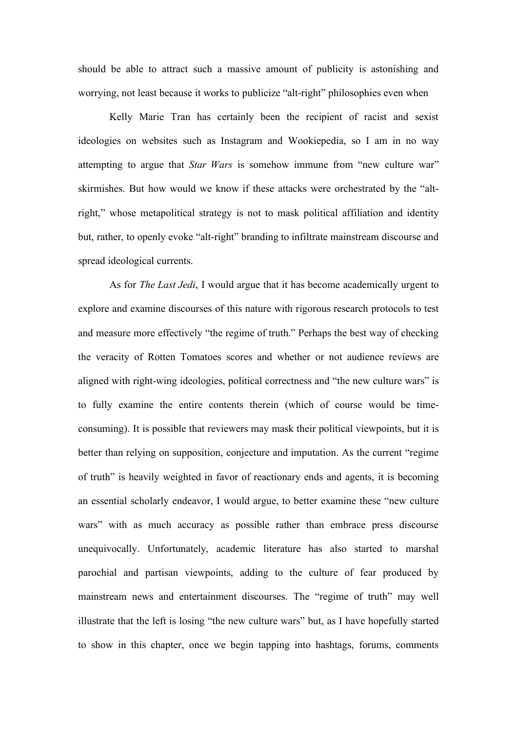should be able to attract such a massive amount of publicity is astonishing and worrying, not least because it works to publicize "alt-right" philosophies even when

Kelly Marie Tran has certainly been the recipient of racist and sexist ideologies on websites such as Instagram and Wookiepedia, so I am in no way attempting to argue that *Star Wars* is somehow immune from "new culture war" skirmishes. But how would we know if these attacks were orchestrated by the "alt-right," whose metapolitical strategy is not to mask political affiliation and identity but, rather, to openly evoke "alt-right" branding to infiltrate mainstream discourse and spread ideological currents.

As for *The Last Jedi*, I would argue that it has become academically urgent to explore and examine discourses of this nature with rigorous research protocols to test and measure more effectively "the regime of truth." Perhaps the best way of checking the veracity of Rotten Tomatoes scores and whether or not audience reviews are aligned with right-wing ideologies, political correctness and "the new culture wars" is to fully examine the entire contents therein (which of course would be time-consuming). It is possible that reviewers may mask their political viewpoints, but it is better than relying on supposition, conjecture and imputation. As the current "regime of truth" is heavily weighted in favor of reactionary ends and agents, it is becoming an essential scholarly endeavor, I would argue, to better examine these "new culture wars" with as much accuracy as possible rather than embrace press discourse unequivocally. Unfortunately, academic literature has also started to marshal parochial and partisan viewpoints, adding to the culture of fear produced by mainstream news and entertainment discourses. The "regime of truth" may well illustrate that the left is losing "the new culture wars" but, as I have hopefully started to show in this chapter, once we begin tapping into hashtags, forums, comments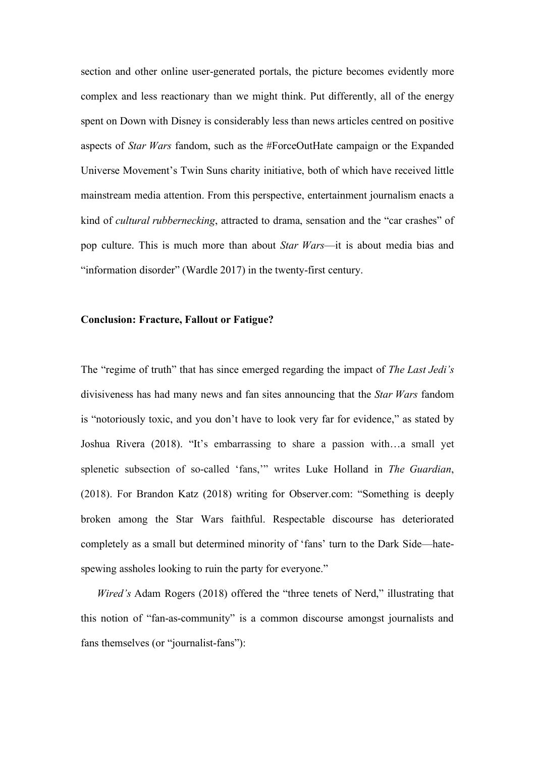section and other online user-generated portals, the picture becomes evidently more complex and less reactionary than we might think. Put differently, all of the energy spent on Down with Disney is considerably less than news articles centred on positive aspects of *Star Wars* fandom, such as the #ForceOutHate campaign or the Expanded Universe Movement's Twin Suns charity initiative, both of which have received little mainstream media attention. From this perspective, entertainment journalism enacts a kind of *cultural rubbernecking*, attracted to drama, sensation and the "car crashes" of pop culture. This is much more than about *Star Wars*—it is about media bias and "information disorder" (Wardle 2017) in the twenty-first century.

## Conclusion: Fracture, Fallout or Fatigue?

The "regime of truth" that has since emerged regarding the impact of *The Last Jedi's* divisiveness has had many news and fan sites announcing that the *Star Wars* fandom is "notoriously toxic, and you don't have to look very far for evidence," as stated by Joshua Rivera (2018). "It's embarrassing to share a passion with…a small yet splenetic subsection of so-called 'fans,'" writes Luke Holland in *The Guardian*, (2018). For Brandon Katz (2018) writing for Observer.com: "Something is deeply broken among the Star Wars faithful. Respectable discourse has deteriorated completely as a small but determined minority of 'fans' turn to the Dark Side—hate-spewing assholes looking to ruin the party for everyone."

*Wired's* Adam Rogers (2018) offered the "three tenets of Nerd," illustrating that this notion of "fan-as-community" is a common discourse amongst journalists and fans themselves (or "journalist-fans"):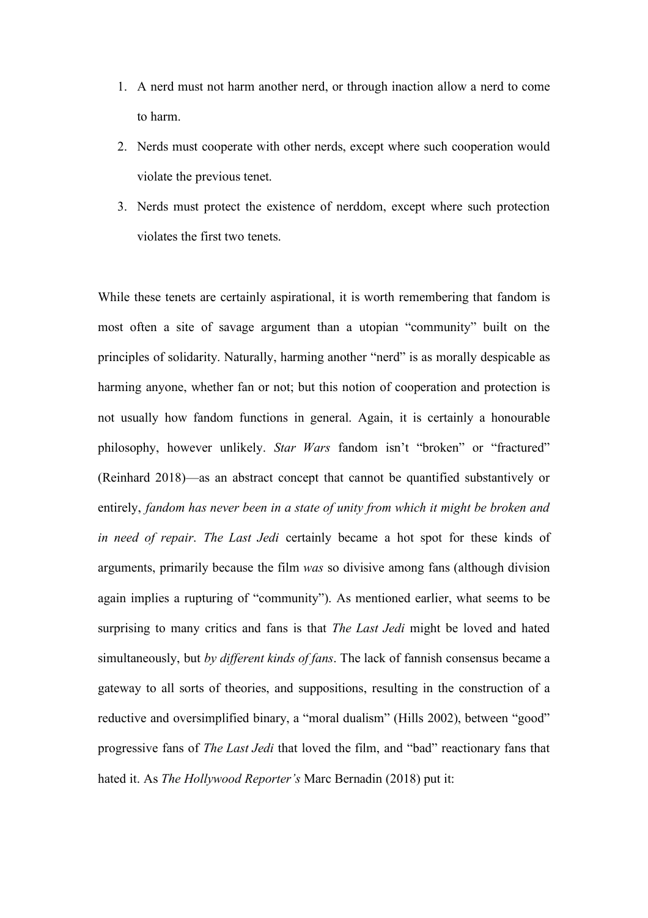1. A nerd must not harm another nerd, or through inaction allow a nerd to come to harm.
2. Nerds must cooperate with other nerds, except where such cooperation would violate the previous tenet.
3. Nerds must protect the existence of nerddom, except where such protection violates the first two tenets.

While these tenets are certainly aspirational, it is worth remembering that fandom is most often a site of savage argument than a utopian "community" built on the principles of solidarity. Naturally, harming another "nerd" is as morally despicable as harming anyone, whether fan or not; but this notion of cooperation and protection is not usually how fandom functions in general. Again, it is certainly a honourable philosophy, however unlikely. *Star Wars* fandom isn't "broken" or "fractured" (Reinhard 2018)—as an abstract concept that cannot be quantified substantively or entirely, *fandom has never been in a state of unity from which it might be broken and in need of repair*. *The Last Jedi* certainly became a hot spot for these kinds of arguments, primarily because the film *was* so divisive among fans (although division again implies a rupturing of "community"). As mentioned earlier, what seems to be surprising to many critics and fans is that *The Last Jedi* might be loved and hated simultaneously, but *by different kinds of fans*. The lack of fannish consensus became a gateway to all sorts of theories, and suppositions, resulting in the construction of a reductive and oversimplified binary, a "moral dualism" (Hills 2002), between "good" progressive fans of *The Last Jedi* that loved the film, and "bad" reactionary fans that hated it. As *The Hollywood Reporter's* Marc Bernadin (2018) put it: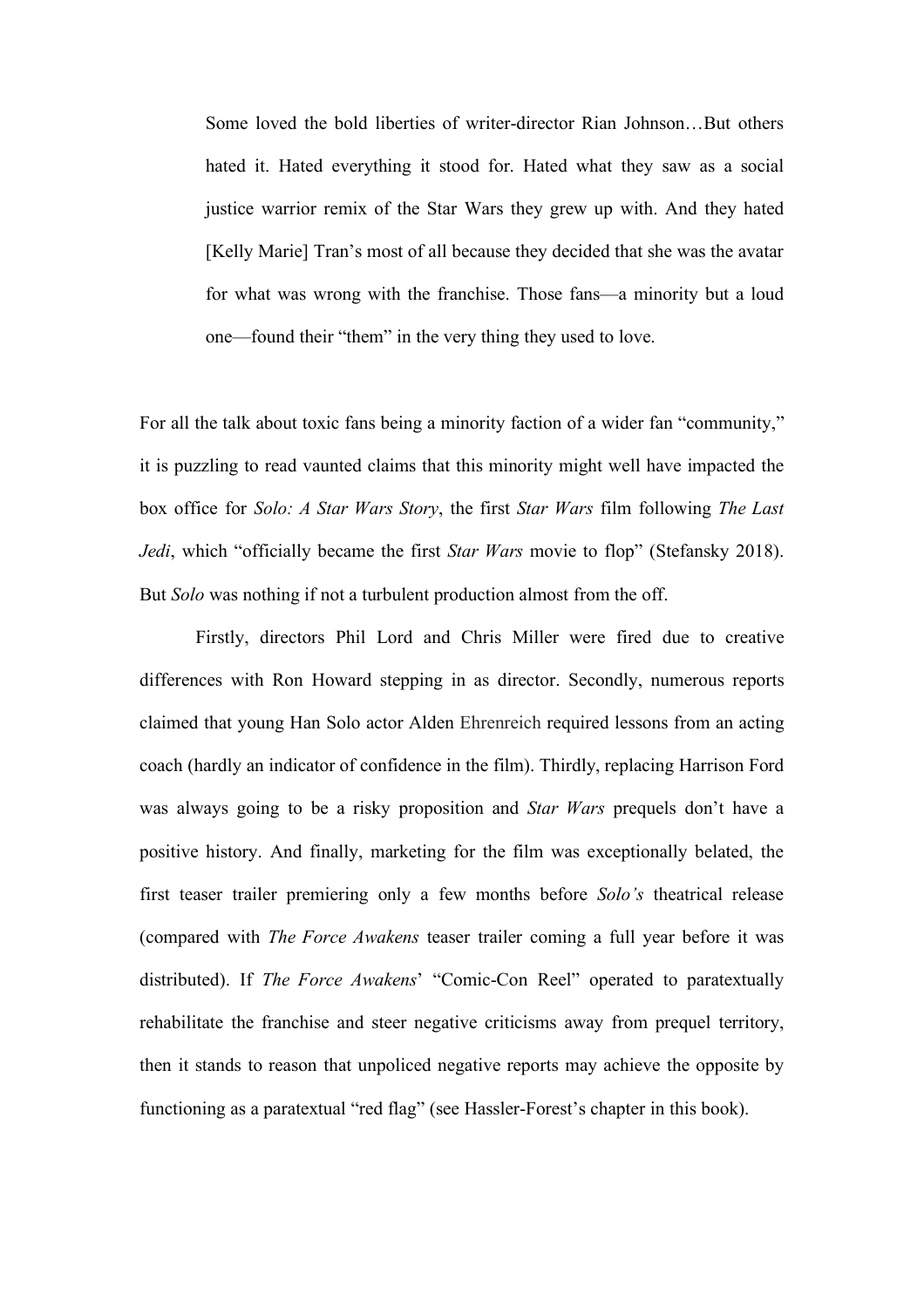> Some loved the bold liberties of writer-director Rian Johnson…But others hated it. Hated everything it stood for. Hated what they saw as a social justice warrior remix of the Star Wars they grew up with. And they hated [Kelly Marie] Tran's most of all because they decided that she was the avatar for what was wrong with the franchise. Those fans—a minority but a loud one—found their "them" in the very thing they used to love.

For all the talk about toxic fans being a minority faction of a wider fan "community," it is puzzling to read vaunted claims that this minority might well have impacted the box office for *Solo: A Star Wars Story*, the first *Star Wars* film following *The Last Jedi*, which "officially became the first *Star Wars* movie to flop" (Stefansky 2018). But *Solo* was nothing if not a turbulent production almost from the off.

Firstly, directors Phil Lord and Chris Miller were fired due to creative differences with Ron Howard stepping in as director. Secondly, numerous reports claimed that young Han Solo actor Alden Ehrenreich required lessons from an acting coach (hardly an indicator of confidence in the film). Thirdly, replacing Harrison Ford was always going to be a risky proposition and *Star Wars* prequels don't have a positive history. And finally, marketing for the film was exceptionally belated, the first teaser trailer premiering only a few months before *Solo's* theatrical release (compared with *The Force Awakens* teaser trailer coming a full year before it was distributed). If *The Force Awakens*' "Comic-Con Reel" operated to paratextually rehabilitate the franchise and steer negative criticisms away from prequel territory, then it stands to reason that unpoliced negative reports may achieve the opposite by functioning as a paratextual "red flag" (see Hassler-Forest's chapter in this book).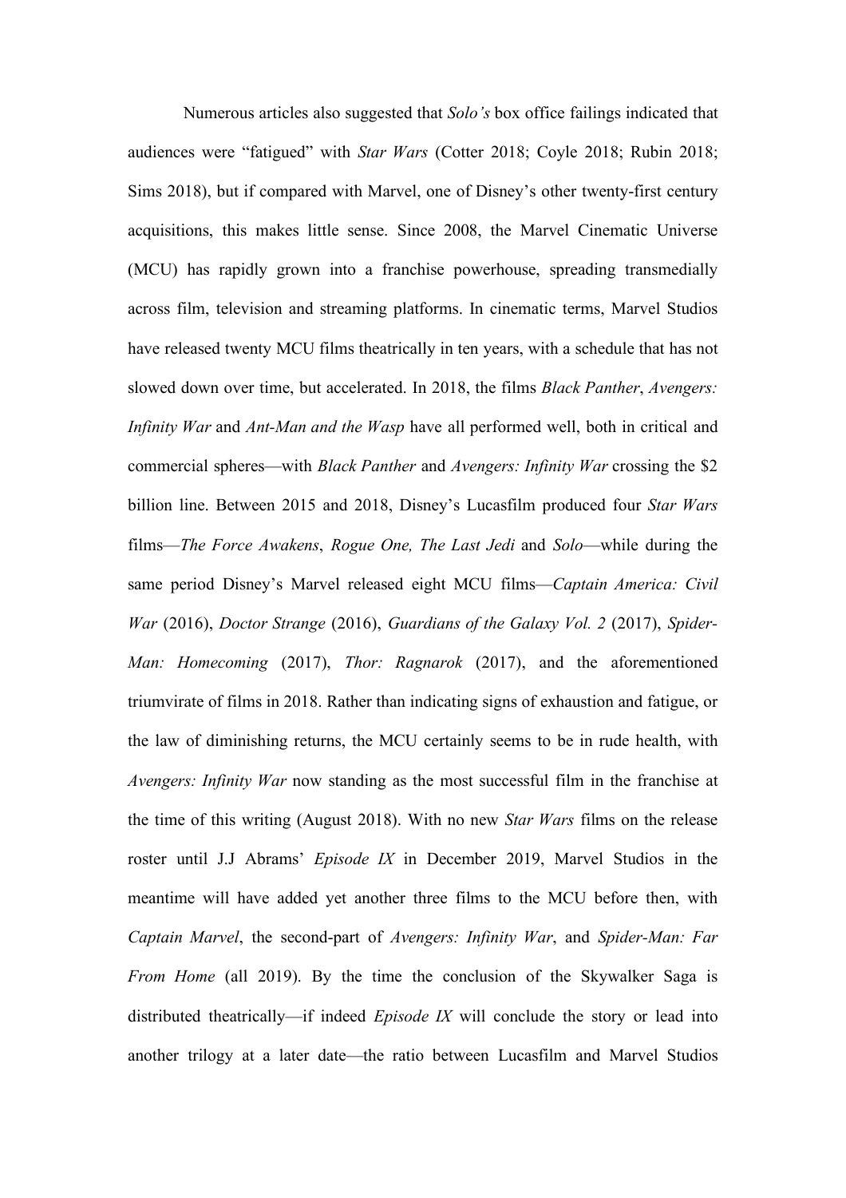Numerous articles also suggested that *Solo's* box office failings indicated that audiences were "fatigued" with *Star Wars* (Cotter 2018; Coyle 2018; Rubin 2018; Sims 2018), but if compared with Marvel, one of Disney's other twenty-first century acquisitions, this makes little sense. Since 2008, the Marvel Cinematic Universe (MCU) has rapidly grown into a franchise powerhouse, spreading transmedially across film, television and streaming platforms. In cinematic terms, Marvel Studios have released twenty MCU films theatrically in ten years, with a schedule that has not slowed down over time, but accelerated. In 2018, the films *Black Panther*, *Avengers: Infinity War* and *Ant-Man and the Wasp* have all performed well, both in critical and commercial spheres—with *Black Panther* and *Avengers: Infinity War* crossing the $2 billion line. Between 2015 and 2018, Disney's Lucasfilm produced four *Star Wars* films—*The Force Awakens*, *Rogue One, The Last Jedi* and *Solo*—while during the same period Disney's Marvel released eight MCU films—*Captain America: Civil War* (2016), *Doctor Strange* (2016), *Guardians of the Galaxy Vol. 2* (2017), *Spider-Man: Homecoming* (2017), *Thor: Ragnarok* (2017), and the aforementioned triumvirate of films in 2018. Rather than indicating signs of exhaustion and fatigue, or the law of diminishing returns, the MCU certainly seems to be in rude health, with *Avengers: Infinity War* now standing as the most successful film in the franchise at the time of this writing (August 2018). With no new *Star Wars* films on the release roster until J.J Abrams' *Episode IX* in December 2019, Marvel Studios in the meantime will have added yet another three films to the MCU before then, with *Captain Marvel*, the second-part of *Avengers: Infinity War*, and *Spider-Man: Far From Home* (all 2019). By the time the conclusion of the Skywalker Saga is distributed theatrically—if indeed *Episode IX* will conclude the story or lead into another trilogy at a later date—the ratio between Lucasfilm and Marvel Studios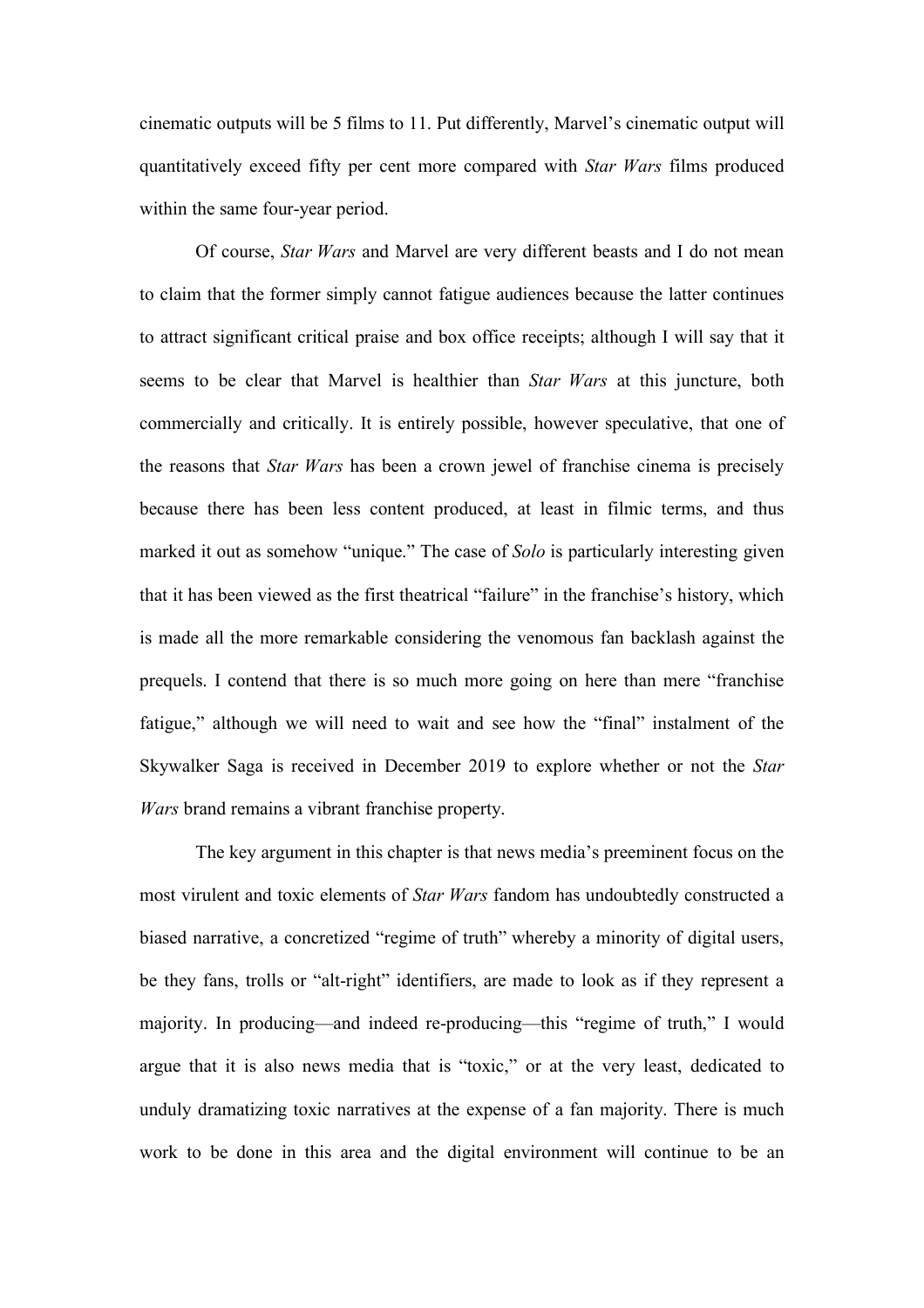cinematic outputs will be 5 films to 11. Put differently, Marvel's cinematic output will quantitatively exceed fifty per cent more compared with *Star Wars* films produced within the same four-year period.

Of course, *Star Wars* and Marvel are very different beasts and I do not mean to claim that the former simply cannot fatigue audiences because the latter continues to attract significant critical praise and box office receipts; although I will say that it seems to be clear that Marvel is healthier than *Star Wars* at this juncture, both commercially and critically. It is entirely possible, however speculative, that one of the reasons that *Star Wars* has been a crown jewel of franchise cinema is precisely because there has been less content produced, at least in filmic terms, and thus marked it out as somehow "unique." The case of *Solo* is particularly interesting given that it has been viewed as the first theatrical "failure" in the franchise's history, which is made all the more remarkable considering the venomous fan backlash against the prequels. I contend that there is so much more going on here than mere "franchise fatigue," although we will need to wait and see how the "final" instalment of the Skywalker Saga is received in December 2019 to explore whether or not the *Star Wars* brand remains a vibrant franchise property.

The key argument in this chapter is that news media's preeminent focus on the most virulent and toxic elements of *Star Wars* fandom has undoubtedly constructed a biased narrative, a concretized "regime of truth" whereby a minority of digital users, be they fans, trolls or "alt-right" identifiers, are made to look as if they represent a majority. In producing—and indeed re-producing—this "regime of truth," I would argue that it is also news media that is "toxic," or at the very least, dedicated to unduly dramatizing toxic narratives at the expense of a fan majority. There is much work to be done in this area and the digital environment will continue to be an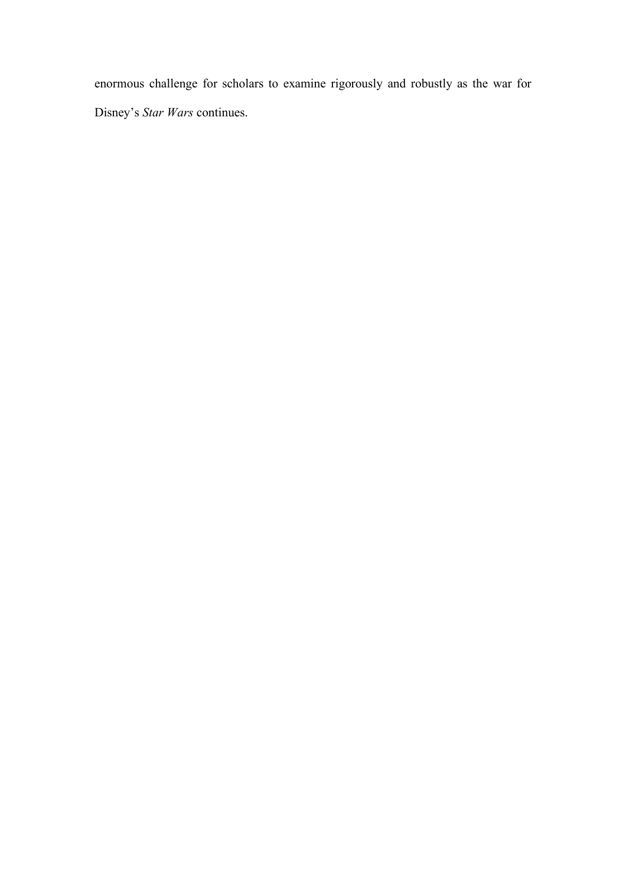enormous challenge for scholars to examine rigorously and robustly as the war for Disney's *Star Wars* continues.